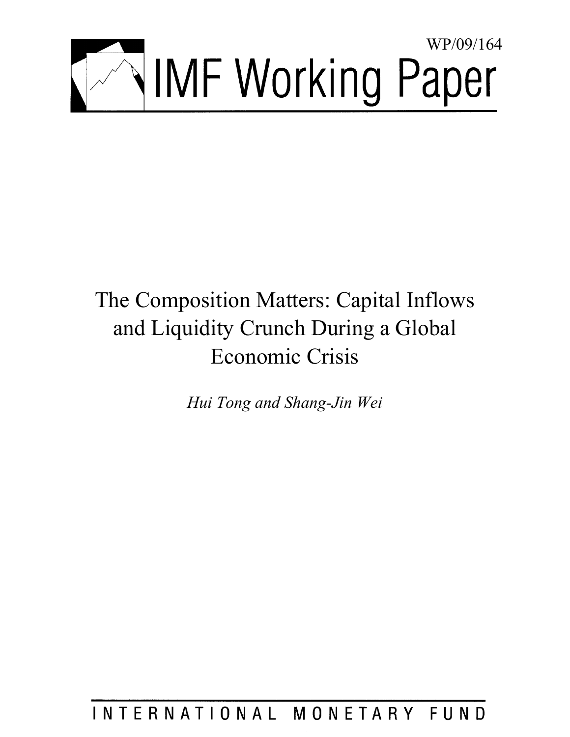WP/09/164

# IMF Working Paper

# The Composition Matters: Capital Inflows and Liquidity Crunch During a Global Economic Crisis

*Hui Tong and Shang-Jin Wei*

INTERNATIONAL MONETARY FUND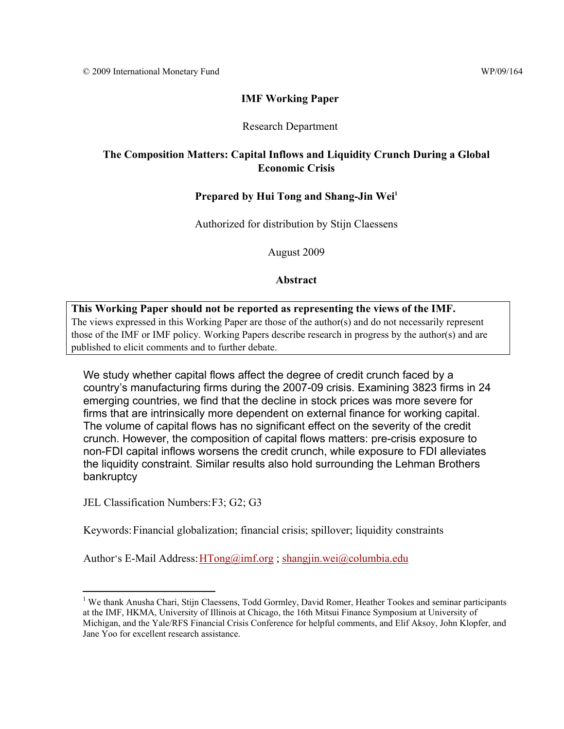© 2009 International Monetary Fund WP/09/164

**IMF Working Paper**

Research Department

**The Composition Matters: Capital Inflows and Liquidity Crunch During a Global Economic Crisis**

**Prepared by Hui Tong and Shang-Jin Wei**[1]

Authorized for distribution by Stijn Claessens

August 2009

**Abstract**

> **This Working Paper should not be reported as representing the views of the IMF.**
> The views expressed in this Working Paper are those of the author(s) and do not necessarily represent those of the IMF or IMF policy. Working Papers describe research in progress by the author(s) and are published to elicit comments and to further debate.

We study whether capital flows affect the degree of credit crunch faced by a country's manufacturing firms during the 2007-09 crisis. Examining 3823 firms in 24 emerging countries, we find that the decline in stock prices was more severe for firms that are intrinsically more dependent on external finance for working capital. The volume of capital flows has no significant effect on the severity of the credit crunch. However, the composition of capital flows matters: pre-crisis exposure to non-FDI capital inflows worsens the credit crunch, while exposure to FDI alleviates the liquidity constraint. Similar results also hold surrounding the Lehman Brothers bankruptcy

JEL Classification Numbers: F3; G2; G3

Keywords: Financial globalization; financial crisis; spillover; liquidity constraints

Author's E-Mail Address: HTong@imf.org ; shangjin.wei@columbia.edu

---

[1] We thank Anusha Chari, Stijn Claessens, Todd Gormley, David Romer, Heather Tookes and seminar participants at the IMF, HKMA, University of Illinois at Chicago, the 16th Mitsui Finance Symposium at University of Michigan, and the Yale/RFS Financial Crisis Conference for helpful comments, and Elif Aksoy, John Klopfer, and Jane Yoo for excellent research assistance.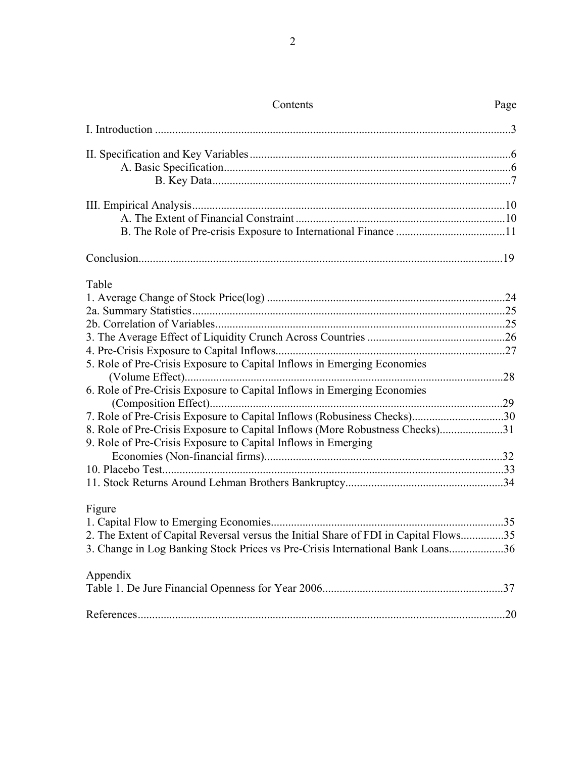Contents Page

I. Introduction ............................................................................................................................3

II. Specification and Key Variables ..........................................................................................6
    A. Basic Specification...................................................................................................6
        B. Key Data.......................................................................................................7

III. Empirical Analysis............................................................................................................10
    A. The Extent of Financial Constraint .......................................................................10
    B. The Role of Pre-crisis Exposure to International Finance ......................................11

Conclusion...............................................................................................................................19

Table
1. Average Change of Stock Price(log) ..................................................................................24
2a. Summary Statistics............................................................................................................25
2b. Correlation of Variables....................................................................................................25
3. The Average Effect of Liquidity Crunch Across Countries ................................................26
4. Pre-Crisis Exposure to Capital Inflows...............................................................................27
5. Role of Pre-Crisis Exposure to Capital Inflows in Emerging Economies
    (Volume Effect)...............................................................................................................28
6. Role of Pre-Crisis Exposure to Capital Inflows in Emerging Economies
    (Composition Effect)......................................................................................................29
7. Role of Pre-Crisis Exposure to Capital Inflows (Robusiness Checks)................................30
8. Role of Pre-Crisis Exposure to Capital Inflows (More Robustness Checks)......................31
9. Role of Pre-Crisis Exposure to Capital Inflows in Emerging
    Economies (Non-financial firms)...................................................................................32
10. Placebo Test.......................................................................................................................33
11. Stock Returns Around Lehman Brothers Bankruptcy.......................................................34

Figure
1. Capital Flow to Emerging Economies................................................................................35
2. The Extent of Capital Reversal versus the Initial Share of FDI in Capital Flows...............35
3. Change in Log Banking Stock Prices vs Pre-Crisis International Bank Loans...................36

Appendix
Table 1. De Jure Financial Openness for Year 2006..............................................................37

References...............................................................................................................................20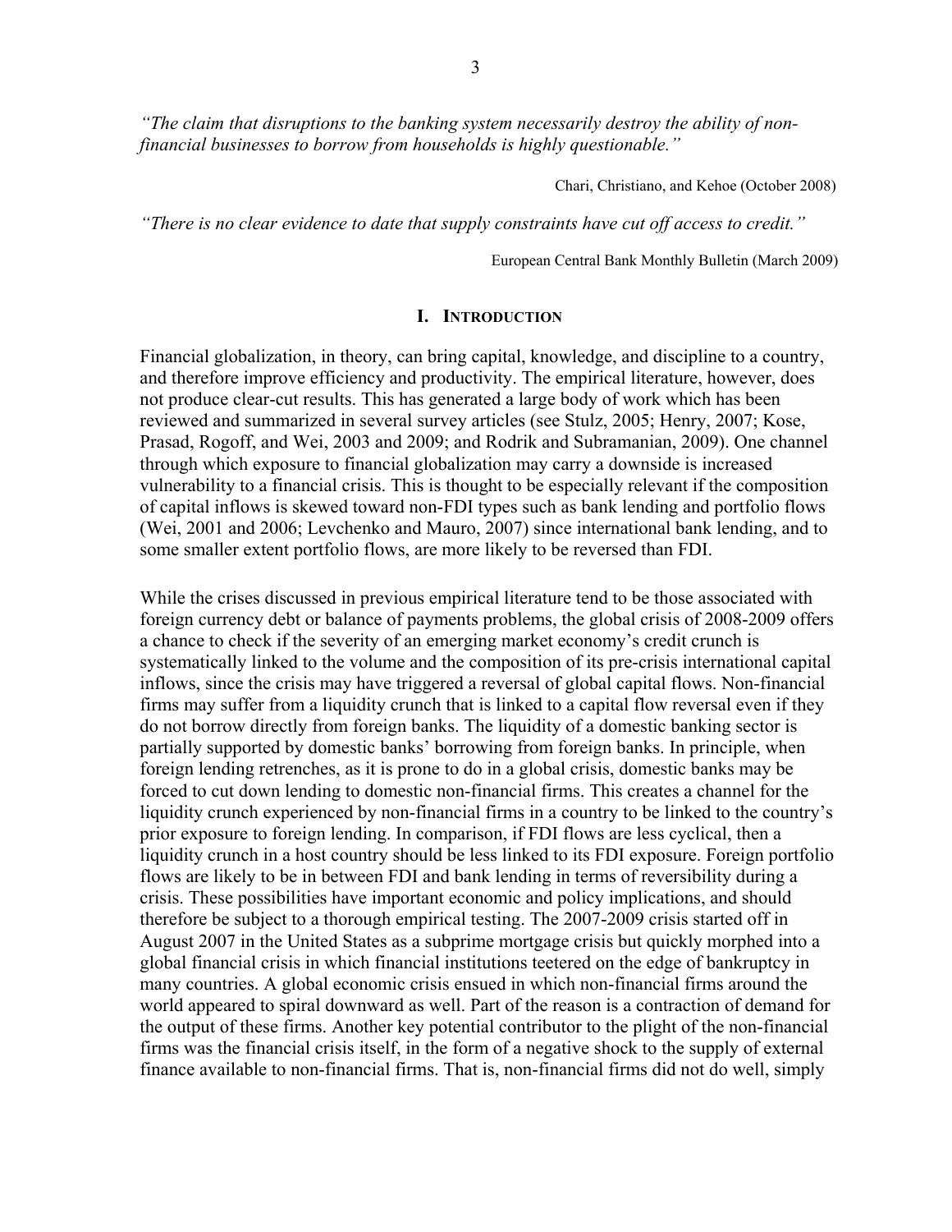*"The claim that disruptions to the banking system necessarily destroy the ability of non-financial businesses to borrow from households is highly questionable."*

Chari, Christiano, and Kehoe (October 2008)

*"There is no clear evidence to date that supply constraints have cut off access to credit."*

European Central Bank Monthly Bulletin (March 2009)

## I. Introduction

Financial globalization, in theory, can bring capital, knowledge, and discipline to a country, and therefore improve efficiency and productivity. The empirical literature, however, does not produce clear-cut results. This has generated a large body of work which has been reviewed and summarized in several survey articles (see Stulz, 2005; Henry, 2007; Kose, Prasad, Rogoff, and Wei, 2003 and 2009; and Rodrik and Subramanian, 2009). One channel through which exposure to financial globalization may carry a downside is increased vulnerability to a financial crisis. This is thought to be especially relevant if the composition of capital inflows is skewed toward non-FDI types such as bank lending and portfolio flows (Wei, 2001 and 2006; Levchenko and Mauro, 2007) since international bank lending, and to some smaller extent portfolio flows, are more likely to be reversed than FDI.

While the crises discussed in previous empirical literature tend to be those associated with foreign currency debt or balance of payments problems, the global crisis of 2008-2009 offers a chance to check if the severity of an emerging market economy's credit crunch is systematically linked to the volume and the composition of its pre-crisis international capital inflows, since the crisis may have triggered a reversal of global capital flows. Non-financial firms may suffer from a liquidity crunch that is linked to a capital flow reversal even if they do not borrow directly from foreign banks. The liquidity of a domestic banking sector is partially supported by domestic banks' borrowing from foreign banks. In principle, when foreign lending retrenches, as it is prone to do in a global crisis, domestic banks may be forced to cut down lending to domestic non-financial firms. This creates a channel for the liquidity crunch experienced by non-financial firms in a country to be linked to the country's prior exposure to foreign lending. In comparison, if FDI flows are less cyclical, then a liquidity crunch in a host country should be less linked to its FDI exposure. Foreign portfolio flows are likely to be in between FDI and bank lending in terms of reversibility during a crisis. These possibilities have important economic and policy implications, and should therefore be subject to a thorough empirical testing. The 2007-2009 crisis started off in August 2007 in the United States as a subprime mortgage crisis but quickly morphed into a global financial crisis in which financial institutions teetered on the edge of bankruptcy in many countries. A global economic crisis ensued in which non-financial firms around the world appeared to spiral downward as well. Part of the reason is a contraction of demand for the output of these firms. Another key potential contributor to the plight of the non-financial firms was the financial crisis itself, in the form of a negative shock to the supply of external finance available to non-financial firms. That is, non-financial firms did not do well, simply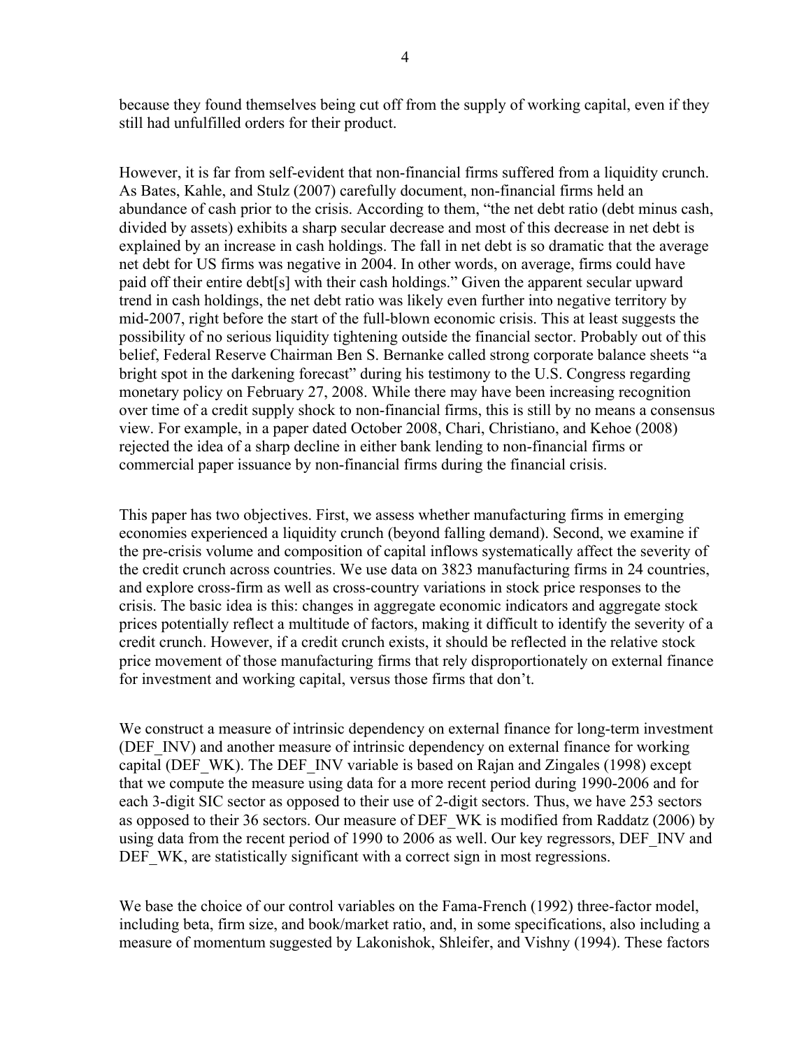because they found themselves being cut off from the supply of working capital, even if they still had unfulfilled orders for their product.

However, it is far from self-evident that non-financial firms suffered from a liquidity crunch. As Bates, Kahle, and Stulz (2007) carefully document, non-financial firms held an abundance of cash prior to the crisis. According to them, "the net debt ratio (debt minus cash, divided by assets) exhibits a sharp secular decrease and most of this decrease in net debt is explained by an increase in cash holdings. The fall in net debt is so dramatic that the average net debt for US firms was negative in 2004. In other words, on average, firms could have paid off their entire debt[s] with their cash holdings." Given the apparent secular upward trend in cash holdings, the net debt ratio was likely even further into negative territory by mid-2007, right before the start of the full-blown economic crisis. This at least suggests the possibility of no serious liquidity tightening outside the financial sector. Probably out of this belief, Federal Reserve Chairman Ben S. Bernanke called strong corporate balance sheets "a bright spot in the darkening forecast" during his testimony to the U.S. Congress regarding monetary policy on February 27, 2008. While there may have been increasing recognition over time of a credit supply shock to non-financial firms, this is still by no means a consensus view. For example, in a paper dated October 2008, Chari, Christiano, and Kehoe (2008) rejected the idea of a sharp decline in either bank lending to non-financial firms or commercial paper issuance by non-financial firms during the financial crisis.

This paper has two objectives. First, we assess whether manufacturing firms in emerging economies experienced a liquidity crunch (beyond falling demand). Second, we examine if the pre-crisis volume and composition of capital inflows systematically affect the severity of the credit crunch across countries. We use data on 3823 manufacturing firms in 24 countries, and explore cross-firm as well as cross-country variations in stock price responses to the crisis. The basic idea is this: changes in aggregate economic indicators and aggregate stock prices potentially reflect a multitude of factors, making it difficult to identify the severity of a credit crunch. However, if a credit crunch exists, it should be reflected in the relative stock price movement of those manufacturing firms that rely disproportionately on external finance for investment and working capital, versus those firms that don't.

We construct a measure of intrinsic dependency on external finance for long-term investment (DEF_INV) and another measure of intrinsic dependency on external finance for working capital (DEF_WK). The DEF_INV variable is based on Rajan and Zingales (1998) except that we compute the measure using data for a more recent period during 1990-2006 and for each 3-digit SIC sector as opposed to their use of 2-digit sectors. Thus, we have 253 sectors as opposed to their 36 sectors. Our measure of DEF_WK is modified from Raddatz (2006) by using data from the recent period of 1990 to 2006 as well. Our key regressors, DEF_INV and DEF_WK, are statistically significant with a correct sign in most regressions.

We base the choice of our control variables on the Fama-French (1992) three-factor model, including beta, firm size, and book/market ratio, and, in some specifications, also including a measure of momentum suggested by Lakonishok, Shleifer, and Vishny (1994). These factors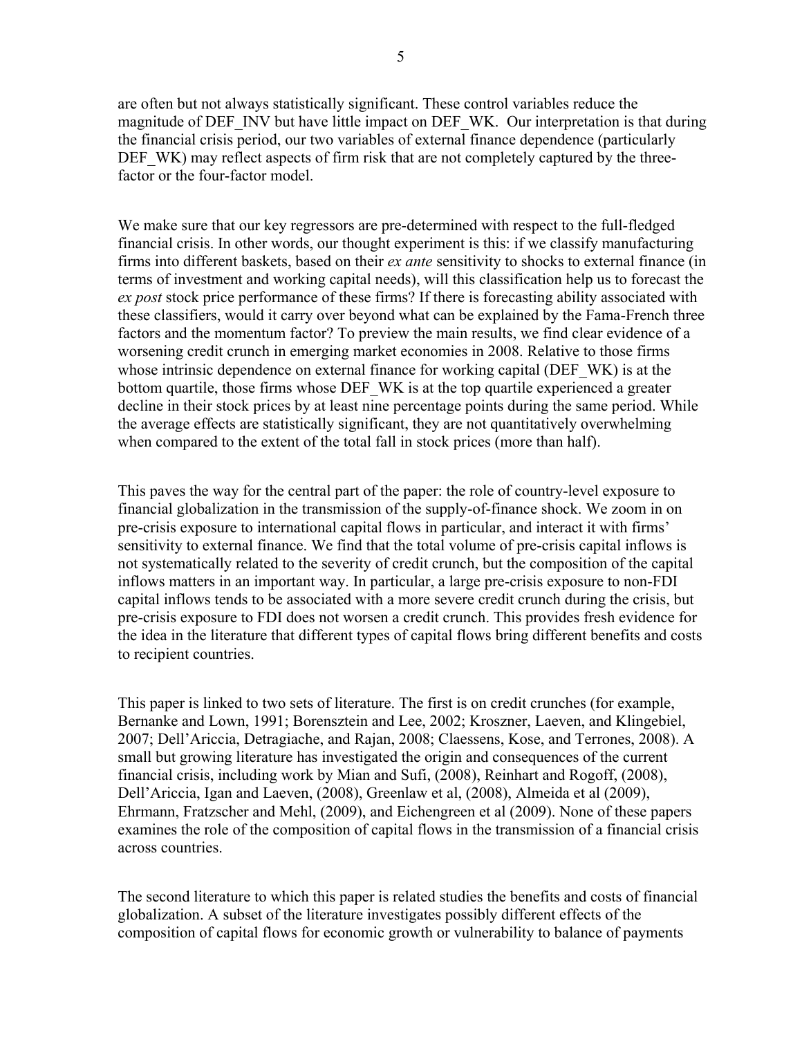are often but not always statistically significant. These control variables reduce the magnitude of DEF_INV but have little impact on DEF_WK. Our interpretation is that during the financial crisis period, our two variables of external finance dependence (particularly DEF_WK) may reflect aspects of firm risk that are not completely captured by the three-factor or the four-factor model.

We make sure that our key regressors are pre-determined with respect to the full-fledged financial crisis. In other words, our thought experiment is this: if we classify manufacturing firms into different baskets, based on their *ex ante* sensitivity to shocks to external finance (in terms of investment and working capital needs), will this classification help us to forecast the *ex post* stock price performance of these firms? If there is forecasting ability associated with these classifiers, would it carry over beyond what can be explained by the Fama-French three factors and the momentum factor? To preview the main results, we find clear evidence of a worsening credit crunch in emerging market economies in 2008. Relative to those firms whose intrinsic dependence on external finance for working capital (DEF_WK) is at the bottom quartile, those firms whose DEF_WK is at the top quartile experienced a greater decline in their stock prices by at least nine percentage points during the same period. While the average effects are statistically significant, they are not quantitatively overwhelming when compared to the extent of the total fall in stock prices (more than half).

This paves the way for the central part of the paper: the role of country-level exposure to financial globalization in the transmission of the supply-of-finance shock. We zoom in on pre-crisis exposure to international capital flows in particular, and interact it with firms' sensitivity to external finance. We find that the total volume of pre-crisis capital inflows is not systematically related to the severity of credit crunch, but the composition of the capital inflows matters in an important way. In particular, a large pre-crisis exposure to non-FDI capital inflows tends to be associated with a more severe credit crunch during the crisis, but pre-crisis exposure to FDI does not worsen a credit crunch. This provides fresh evidence for the idea in the literature that different types of capital flows bring different benefits and costs to recipient countries.

This paper is linked to two sets of literature. The first is on credit crunches (for example, Bernanke and Lown, 1991; Borensztein and Lee, 2002; Kroszner, Laeven, and Klingebiel, 2007; Dell'Ariccia, Detragiache, and Rajan, 2008; Claessens, Kose, and Terrones, 2008). A small but growing literature has investigated the origin and consequences of the current financial crisis, including work by Mian and Sufi, (2008), Reinhart and Rogoff, (2008), Dell'Ariccia, Igan and Laeven, (2008), Greenlaw et al, (2008), Almeida et al (2009), Ehrmann, Fratzscher and Mehl, (2009), and Eichengreen et al (2009). None of these papers examines the role of the composition of capital flows in the transmission of a financial crisis across countries.

The second literature to which this paper is related studies the benefits and costs of financial globalization. A subset of the literature investigates possibly different effects of the composition of capital flows for economic growth or vulnerability to balance of payments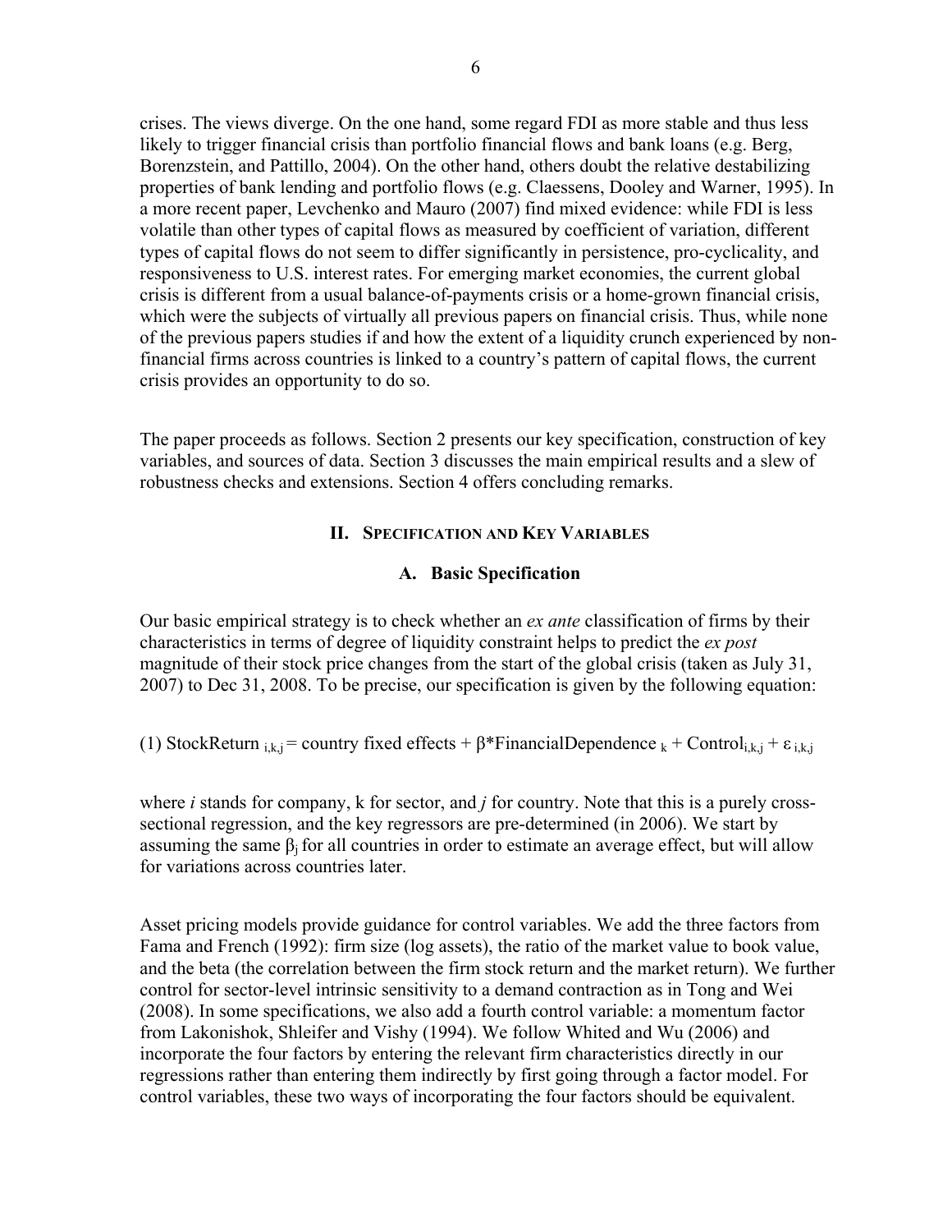crises. The views diverge. On the one hand, some regard FDI as more stable and thus less likely to trigger financial crisis than portfolio financial flows and bank loans (e.g. Berg, Borenzstein, and Pattillo, 2004). On the other hand, others doubt the relative destabilizing properties of bank lending and portfolio flows (e.g. Claessens, Dooley and Warner, 1995). In a more recent paper, Levchenko and Mauro (2007) find mixed evidence: while FDI is less volatile than other types of capital flows as measured by coefficient of variation, different types of capital flows do not seem to differ significantly in persistence, pro-cyclicality, and responsiveness to U.S. interest rates. For emerging market economies, the current global crisis is different from a usual balance-of-payments crisis or a home-grown financial crisis, which were the subjects of virtually all previous papers on financial crisis. Thus, while none of the previous papers studies if and how the extent of a liquidity crunch experienced by non-financial firms across countries is linked to a country's pattern of capital flows, the current crisis provides an opportunity to do so.

The paper proceeds as follows. Section 2 presents our key specification, construction of key variables, and sources of data. Section 3 discusses the main empirical results and a slew of robustness checks and extensions. Section 4 offers concluding remarks.

## II. Specification and Key Variables

### A. Basic Specification

Our basic empirical strategy is to check whether an *ex ante* classification of firms by their characteristics in terms of degree of liquidity constraint helps to predict the *ex post* magnitude of their stock price changes from the start of the global crisis (taken as July 31, 2007) to Dec 31, 2008. To be precise, our specification is given by the following equation:

$$(1)\ \text{StockReturn}_{i,k,j} = \text{country fixed effects} + \beta * \text{FinancialDependence}_{k} + \text{Control}_{i,k,j} + \varepsilon_{i,k,j}$$

where $i$ stands for company, k for sector, and $j$ for country. Note that this is a purely cross-sectional regression, and the key regressors are pre-determined (in 2006). We start by assuming the same $\beta_j$ for all countries in order to estimate an average effect, but will allow for variations across countries later.

Asset pricing models provide guidance for control variables. We add the three factors from Fama and French (1992): firm size (log assets), the ratio of the market value to book value, and the beta (the correlation between the firm stock return and the market return). We further control for sector-level intrinsic sensitivity to a demand contraction as in Tong and Wei (2008). In some specifications, we also add a fourth control variable: a momentum factor from Lakonishok, Shleifer and Vishy (1994). We follow Whited and Wu (2006) and incorporate the four factors by entering the relevant firm characteristics directly in our regressions rather than entering them indirectly by first going through a factor model. For control variables, these two ways of incorporating the four factors should be equivalent.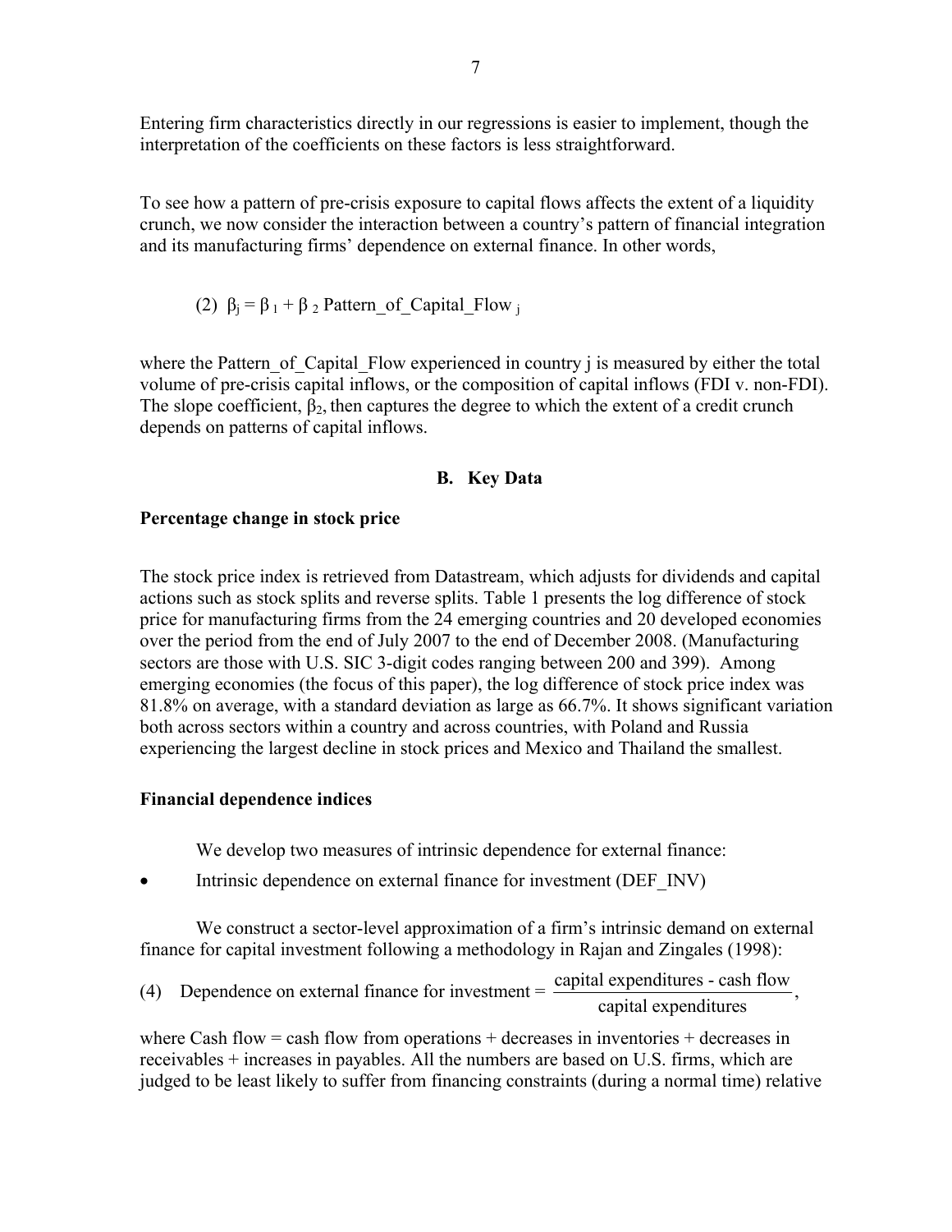Entering firm characteristics directly in our regressions is easier to implement, though the interpretation of the coefficients on these factors is less straightforward.

To see how a pattern of pre-crisis exposure to capital flows affects the extent of a liquidity crunch, we now consider the interaction between a country's pattern of financial integration and its manufacturing firms' dependence on external finance. In other words,

$$\text{(2)} \quad \beta_j = \beta_1 + \beta_2 \text{ Pattern\_of\_Capital\_Flow}_j$$

where the Pattern_of_Capital_Flow experienced in country j is measured by either the total volume of pre-crisis capital inflows, or the composition of capital inflows (FDI v. non-FDI). The slope coefficient, $\beta_2$, then captures the degree to which the extent of a credit crunch depends on patterns of capital inflows.

## B. Key Data

**Percentage change in stock price**

The stock price index is retrieved from Datastream, which adjusts for dividends and capital actions such as stock splits and reverse splits. Table 1 presents the log difference of stock price for manufacturing firms from the 24 emerging countries and 20 developed economies over the period from the end of July 2007 to the end of December 2008. (Manufacturing sectors are those with U.S. SIC 3-digit codes ranging between 200 and 399). Among emerging economies (the focus of this paper), the log difference of stock price index was 81.8% on average, with a standard deviation as large as 66.7%. It shows significant variation both across sectors within a country and across countries, with Poland and Russia experiencing the largest decline in stock prices and Mexico and Thailand the smallest.

**Financial dependence indices**

We develop two measures of intrinsic dependence for external finance:

- Intrinsic dependence on external finance for investment (DEF_INV)

We construct a sector-level approximation of a firm's intrinsic demand on external finance for capital investment following a methodology in Rajan and Zingales (1998):

$$\text{(4)} \quad \text{Dependence on external finance for investment} = \frac{\text{capital expenditures - cash flow}}{\text{capital expenditures}},$$

where Cash flow = cash flow from operations + decreases in inventories + decreases in receivables + increases in payables. All the numbers are based on U.S. firms, which are judged to be least likely to suffer from financing constraints (during a normal time) relative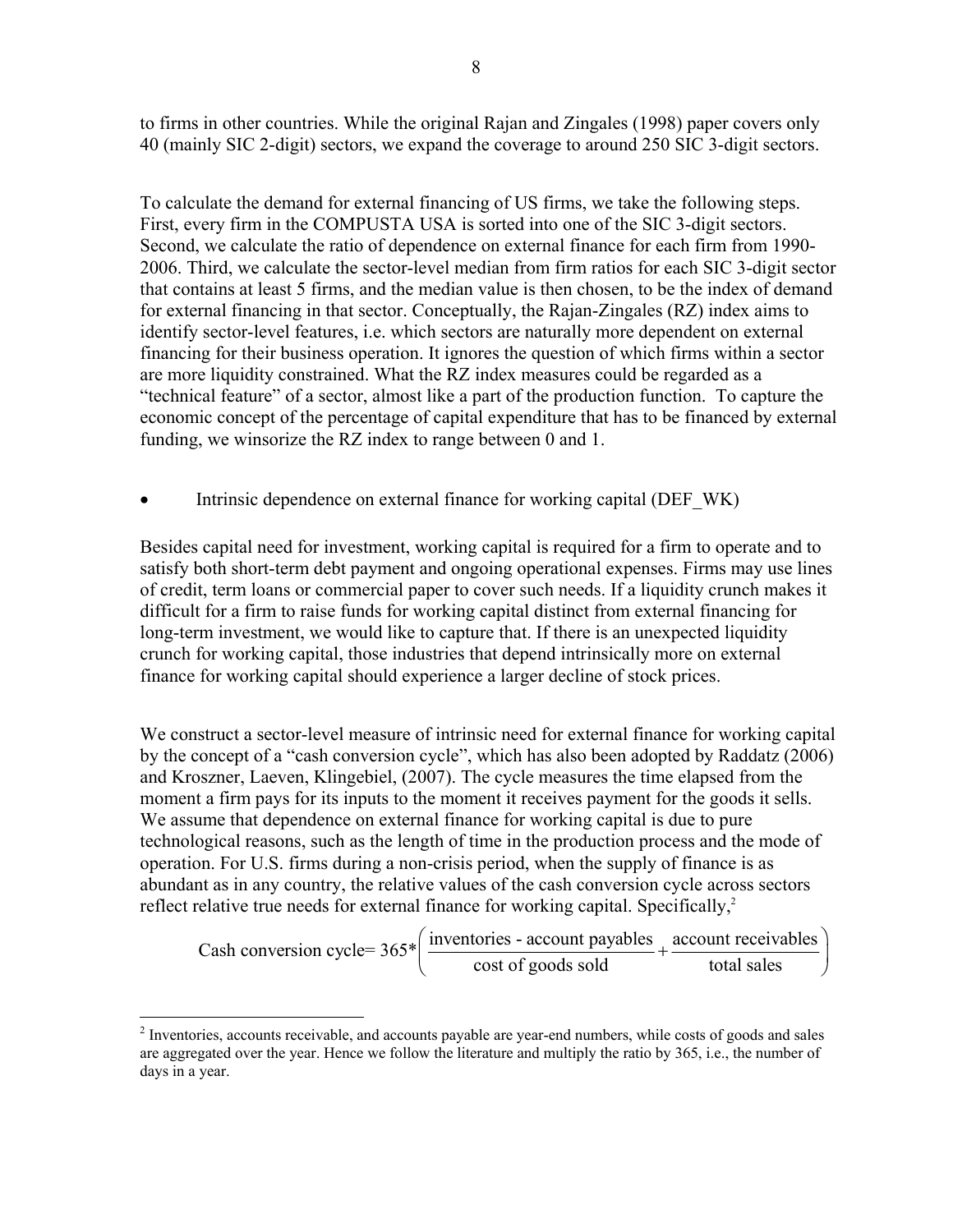to firms in other countries. While the original Rajan and Zingales (1998) paper covers only 40 (mainly SIC 2-digit) sectors, we expand the coverage to around 250 SIC 3-digit sectors.

To calculate the demand for external financing of US firms, we take the following steps. First, every firm in the COMPUSTA USA is sorted into one of the SIC 3-digit sectors. Second, we calculate the ratio of dependence on external finance for each firm from 1990-2006. Third, we calculate the sector-level median from firm ratios for each SIC 3-digit sector that contains at least 5 firms, and the median value is then chosen, to be the index of demand for external financing in that sector. Conceptually, the Rajan-Zingales (RZ) index aims to identify sector-level features, i.e. which sectors are naturally more dependent on external financing for their business operation. It ignores the question of which firms within a sector are more liquidity constrained. What the RZ index measures could be regarded as a "technical feature" of a sector, almost like a part of the production function. To capture the economic concept of the percentage of capital expenditure that has to be financed by external funding, we winsorize the RZ index to range between 0 and 1.

- Intrinsic dependence on external finance for working capital (DEF_WK)

Besides capital need for investment, working capital is required for a firm to operate and to satisfy both short-term debt payment and ongoing operational expenses. Firms may use lines of credit, term loans or commercial paper to cover such needs. If a liquidity crunch makes it difficult for a firm to raise funds for working capital distinct from external financing for long-term investment, we would like to capture that. If there is an unexpected liquidity crunch for working capital, those industries that depend intrinsically more on external finance for working capital should experience a larger decline of stock prices.

We construct a sector-level measure of intrinsic need for external finance for working capital by the concept of a "cash conversion cycle", which has also been adopted by Raddatz (2006) and Kroszner, Laeven, Klingebiel, (2007). The cycle measures the time elapsed from the moment a firm pays for its inputs to the moment it receives payment for the goods it sells. We assume that dependence on external finance for working capital is due to pure technological reasons, such as the length of time in the production process and the mode of operation. For U.S. firms during a non-crisis period, when the supply of finance is as abundant as in any country, the relative values of the cash conversion cycle across sectors reflect relative true needs for external finance for working capital. Specifically,[2]

$$\text{Cash conversion cycle} = 365 * \left( \frac{\text{inventories - account payables}}{\text{cost of goods sold}} + \frac{\text{account receivables}}{\text{total sales}} \right)$$

[2] Inventories, accounts receivable, and accounts payable are year-end numbers, while costs of goods and sales are aggregated over the year. Hence we follow the literature and multiply the ratio by 365, i.e., the number of days in a year.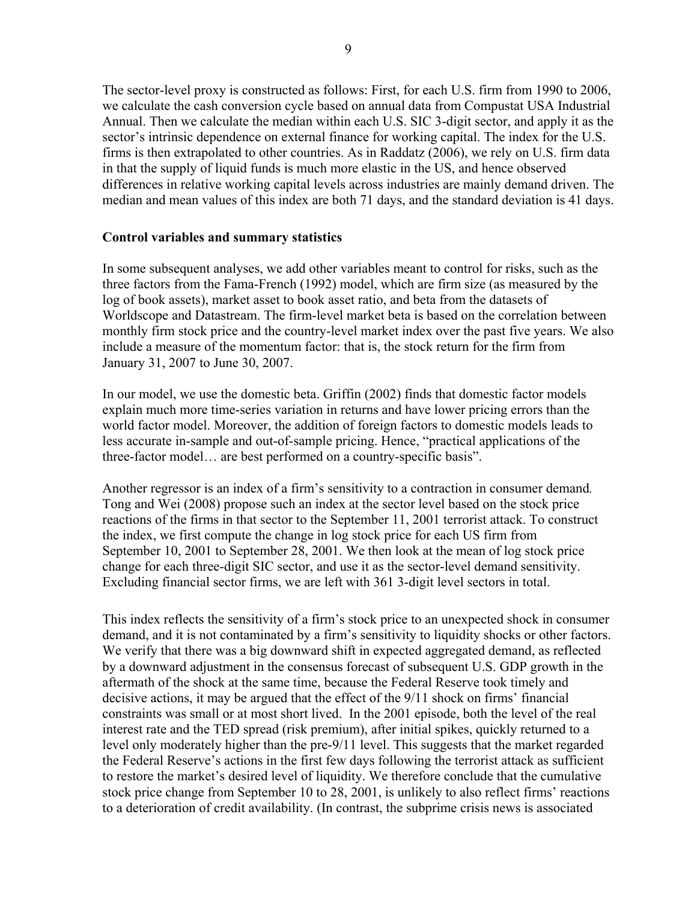The sector-level proxy is constructed as follows: First, for each U.S. firm from 1990 to 2006, we calculate the cash conversion cycle based on annual data from Compustat USA Industrial Annual. Then we calculate the median within each U.S. SIC 3-digit sector, and apply it as the sector's intrinsic dependence on external finance for working capital. The index for the U.S. firms is then extrapolated to other countries. As in Raddatz (2006), we rely on U.S. firm data in that the supply of liquid funds is much more elastic in the US, and hence observed differences in relative working capital levels across industries are mainly demand driven. The median and mean values of this index are both 71 days, and the standard deviation is 41 days.

**Control variables and summary statistics**

In some subsequent analyses, we add other variables meant to control for risks, such as the three factors from the Fama-French (1992) model, which are firm size (as measured by the log of book assets), market asset to book asset ratio, and beta from the datasets of Worldscope and Datastream. The firm-level market beta is based on the correlation between monthly firm stock price and the country-level market index over the past five years. We also include a measure of the momentum factor: that is, the stock return for the firm from January 31, 2007 to June 30, 2007.

In our model, we use the domestic beta. Griffin (2002) finds that domestic factor models explain much more time-series variation in returns and have lower pricing errors than the world factor model. Moreover, the addition of foreign factors to domestic models leads to less accurate in-sample and out-of-sample pricing. Hence, "practical applications of the three-factor model… are best performed on a country-specific basis".

Another regressor is an index of a firm's sensitivity to a contraction in consumer demand*.* Tong and Wei (2008) propose such an index at the sector level based on the stock price reactions of the firms in that sector to the September 11, 2001 terrorist attack. To construct the index, we first compute the change in log stock price for each US firm from September 10, 2001 to September 28, 2001. We then look at the mean of log stock price change for each three-digit SIC sector, and use it as the sector-level demand sensitivity. Excluding financial sector firms, we are left with 361 3-digit level sectors in total.

This index reflects the sensitivity of a firm's stock price to an unexpected shock in consumer demand, and it is not contaminated by a firm's sensitivity to liquidity shocks or other factors. We verify that there was a big downward shift in expected aggregated demand, as reflected by a downward adjustment in the consensus forecast of subsequent U.S. GDP growth in the aftermath of the shock at the same time, because the Federal Reserve took timely and decisive actions, it may be argued that the effect of the 9/11 shock on firms' financial constraints was small or at most short lived. In the 2001 episode, both the level of the real interest rate and the TED spread (risk premium), after initial spikes, quickly returned to a level only moderately higher than the pre-9/11 level. This suggests that the market regarded the Federal Reserve's actions in the first few days following the terrorist attack as sufficient to restore the market's desired level of liquidity. We therefore conclude that the cumulative stock price change from September 10 to 28, 2001, is unlikely to also reflect firms' reactions to a deterioration of credit availability. (In contrast, the subprime crisis news is associated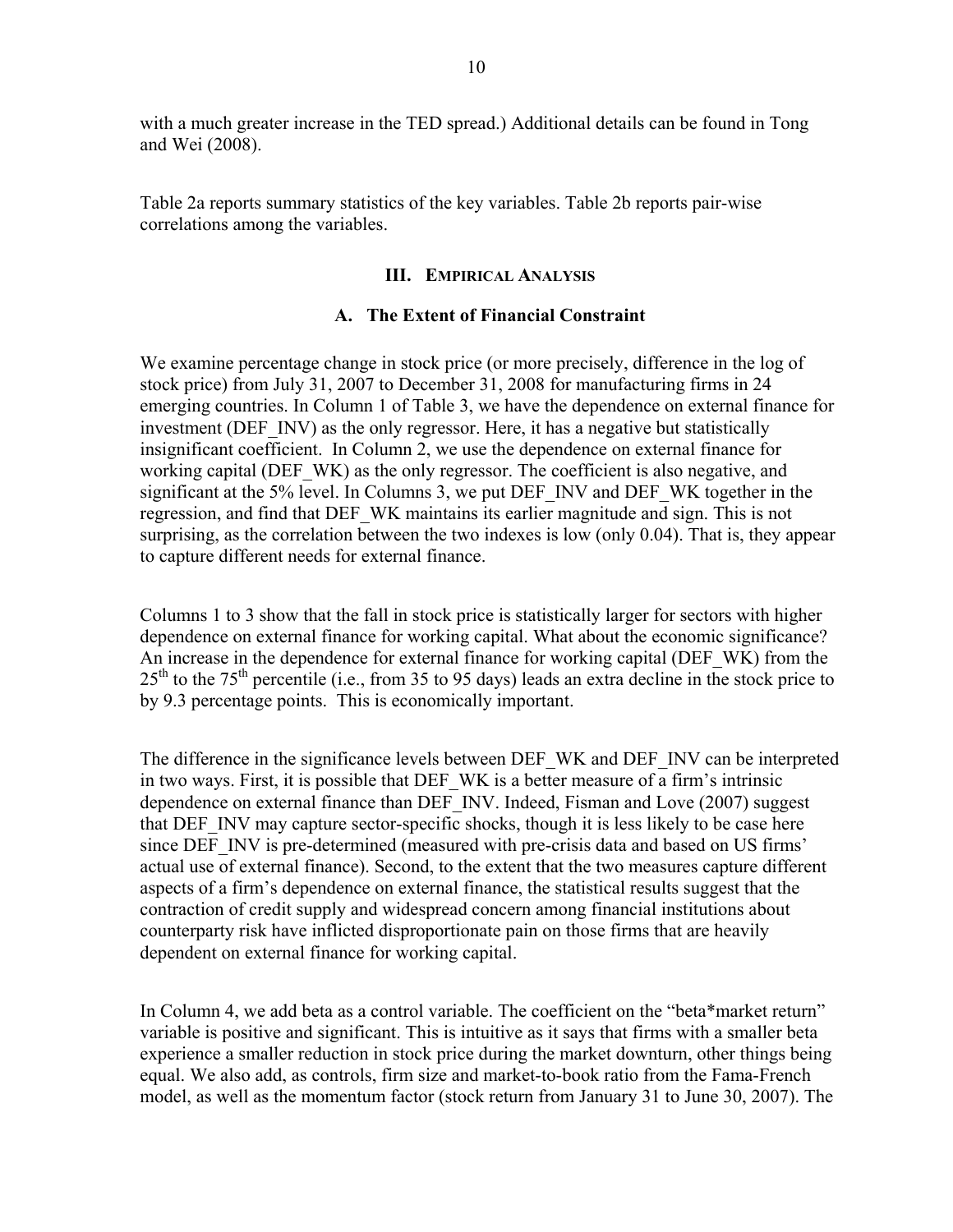with a much greater increase in the TED spread.) Additional details can be found in Tong and Wei (2008).

Table 2a reports summary statistics of the key variables. Table 2b reports pair-wise correlations among the variables.

## III. Empirical Analysis

### A. The Extent of Financial Constraint

We examine percentage change in stock price (or more precisely, difference in the log of stock price) from July 31, 2007 to December 31, 2008 for manufacturing firms in 24 emerging countries. In Column 1 of Table 3, we have the dependence on external finance for investment (DEF_INV) as the only regressor. Here, it has a negative but statistically insignificant coefficient. In Column 2, we use the dependence on external finance for working capital (DEF_WK) as the only regressor. The coefficient is also negative, and significant at the 5% level. In Columns 3, we put DEF_INV and DEF_WK together in the regression, and find that DEF_WK maintains its earlier magnitude and sign. This is not surprising, as the correlation between the two indexes is low (only 0.04). That is, they appear to capture different needs for external finance.

Columns 1 to 3 show that the fall in stock price is statistically larger for sectors with higher dependence on external finance for working capital. What about the economic significance? An increase in the dependence for external finance for working capital (DEF_WK) from the 25th to the 75th percentile (i.e., from 35 to 95 days) leads an extra decline in the stock price to by 9.3 percentage points. This is economically important.

The difference in the significance levels between DEF_WK and DEF_INV can be interpreted in two ways. First, it is possible that DEF_WK is a better measure of a firm's intrinsic dependence on external finance than DEF_INV. Indeed, Fisman and Love (2007) suggest that DEF_INV may capture sector-specific shocks, though it is less likely to be case here since DEF_INV is pre-determined (measured with pre-crisis data and based on US firms' actual use of external finance). Second, to the extent that the two measures capture different aspects of a firm's dependence on external finance, the statistical results suggest that the contraction of credit supply and widespread concern among financial institutions about counterparty risk have inflicted disproportionate pain on those firms that are heavily dependent on external finance for working capital.

In Column 4, we add beta as a control variable. The coefficient on the "beta*market return" variable is positive and significant. This is intuitive as it says that firms with a smaller beta experience a smaller reduction in stock price during the market downturn, other things being equal. We also add, as controls, firm size and market-to-book ratio from the Fama-French model, as well as the momentum factor (stock return from January 31 to June 30, 2007). The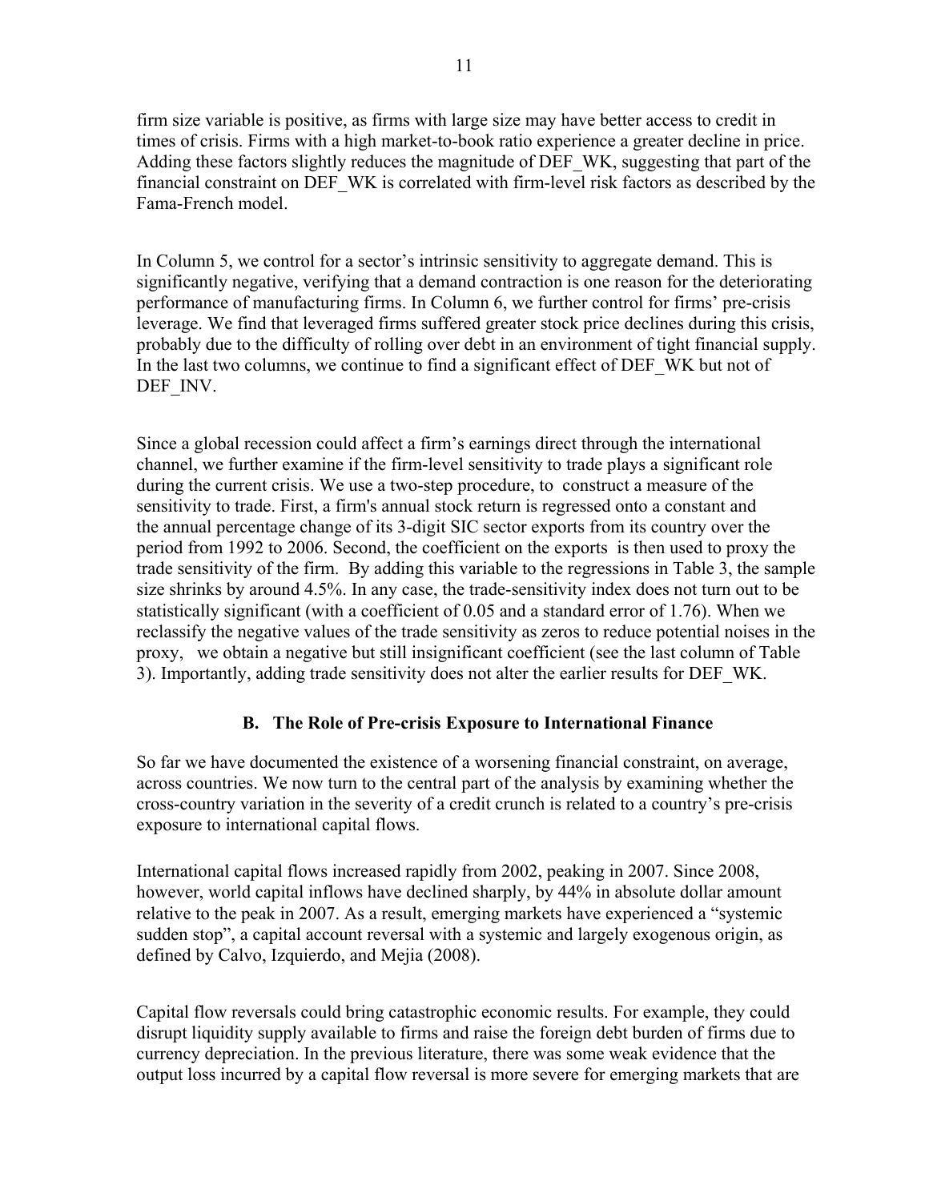firm size variable is positive, as firms with large size may have better access to credit in times of crisis. Firms with a high market-to-book ratio experience a greater decline in price. Adding these factors slightly reduces the magnitude of DEF_WK, suggesting that part of the financial constraint on DEF_WK is correlated with firm-level risk factors as described by the Fama-French model.

In Column 5, we control for a sector's intrinsic sensitivity to aggregate demand. This is significantly negative, verifying that a demand contraction is one reason for the deteriorating performance of manufacturing firms. In Column 6, we further control for firms' pre-crisis leverage. We find that leveraged firms suffered greater stock price declines during this crisis, probably due to the difficulty of rolling over debt in an environment of tight financial supply. In the last two columns, we continue to find a significant effect of DEF_WK but not of DEF_INV.

Since a global recession could affect a firm's earnings direct through the international channel, we further examine if the firm-level sensitivity to trade plays a significant role during the current crisis. We use a two-step procedure, to construct a measure of the sensitivity to trade. First, a firm's annual stock return is regressed onto a constant and the annual percentage change of its 3-digit SIC sector exports from its country over the period from 1992 to 2006. Second, the coefficient on the exports is then used to proxy the trade sensitivity of the firm. By adding this variable to the regressions in Table 3, the sample size shrinks by around 4.5%. In any case, the trade-sensitivity index does not turn out to be statistically significant (with a coefficient of 0.05 and a standard error of 1.76). When we reclassify the negative values of the trade sensitivity as zeros to reduce potential noises in the proxy, we obtain a negative but still insignificant coefficient (see the last column of Table 3). Importantly, adding trade sensitivity does not alter the earlier results for DEF_WK.

### B. The Role of Pre-crisis Exposure to International Finance

So far we have documented the existence of a worsening financial constraint, on average, across countries. We now turn to the central part of the analysis by examining whether the cross-country variation in the severity of a credit crunch is related to a country's pre-crisis exposure to international capital flows.

International capital flows increased rapidly from 2002, peaking in 2007. Since 2008, however, world capital inflows have declined sharply, by 44% in absolute dollar amount relative to the peak in 2007. As a result, emerging markets have experienced a "systemic sudden stop", a capital account reversal with a systemic and largely exogenous origin, as defined by Calvo, Izquierdo, and Mejia (2008).

Capital flow reversals could bring catastrophic economic results. For example, they could disrupt liquidity supply available to firms and raise the foreign debt burden of firms due to currency depreciation. In the previous literature, there was some weak evidence that the output loss incurred by a capital flow reversal is more severe for emerging markets that are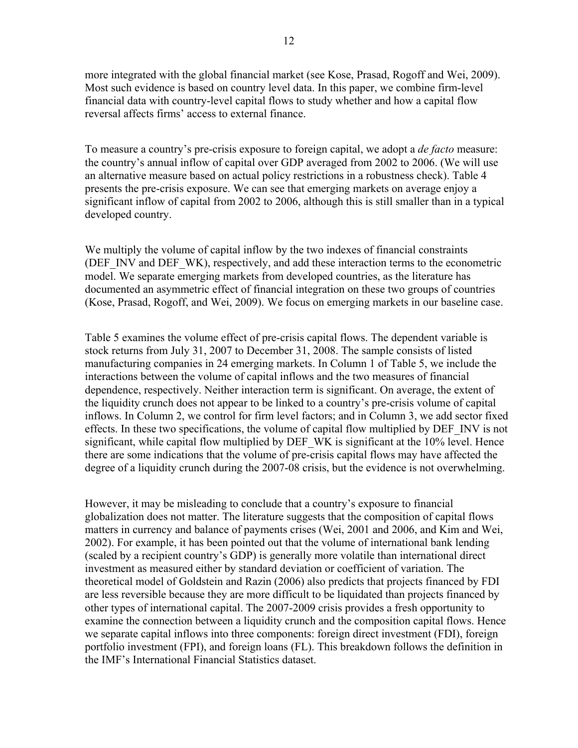more integrated with the global financial market (see Kose, Prasad, Rogoff and Wei, 2009). Most such evidence is based on country level data. In this paper, we combine firm-level financial data with country-level capital flows to study whether and how a capital flow reversal affects firms' access to external finance.

To measure a country's pre-crisis exposure to foreign capital, we adopt a *de facto* measure: the country's annual inflow of capital over GDP averaged from 2002 to 2006. (We will use an alternative measure based on actual policy restrictions in a robustness check). Table 4 presents the pre-crisis exposure. We can see that emerging markets on average enjoy a significant inflow of capital from 2002 to 2006, although this is still smaller than in a typical developed country.

We multiply the volume of capital inflow by the two indexes of financial constraints (DEF_INV and DEF_WK), respectively, and add these interaction terms to the econometric model. We separate emerging markets from developed countries, as the literature has documented an asymmetric effect of financial integration on these two groups of countries (Kose, Prasad, Rogoff, and Wei, 2009). We focus on emerging markets in our baseline case.

Table 5 examines the volume effect of pre-crisis capital flows. The dependent variable is stock returns from July 31, 2007 to December 31, 2008. The sample consists of listed manufacturing companies in 24 emerging markets. In Column 1 of Table 5, we include the interactions between the volume of capital inflows and the two measures of financial dependence, respectively. Neither interaction term is significant. On average, the extent of the liquidity crunch does not appear to be linked to a country's pre-crisis volume of capital inflows. In Column 2, we control for firm level factors; and in Column 3, we add sector fixed effects. In these two specifications, the volume of capital flow multiplied by DEF_INV is not significant, while capital flow multiplied by DEF_WK is significant at the 10% level. Hence there are some indications that the volume of pre-crisis capital flows may have affected the degree of a liquidity crunch during the 2007-08 crisis, but the evidence is not overwhelming.

However, it may be misleading to conclude that a country's exposure to financial globalization does not matter. The literature suggests that the composition of capital flows matters in currency and balance of payments crises (Wei, 2001 and 2006, and Kim and Wei, 2002). For example, it has been pointed out that the volume of international bank lending (scaled by a recipient country's GDP) is generally more volatile than international direct investment as measured either by standard deviation or coefficient of variation. The theoretical model of Goldstein and Razin (2006) also predicts that projects financed by FDI are less reversible because they are more difficult to be liquidated than projects financed by other types of international capital. The 2007-2009 crisis provides a fresh opportunity to examine the connection between a liquidity crunch and the composition capital flows. Hence we separate capital inflows into three components: foreign direct investment (FDI), foreign portfolio investment (FPI), and foreign loans (FL). This breakdown follows the definition in the IMF's International Financial Statistics dataset.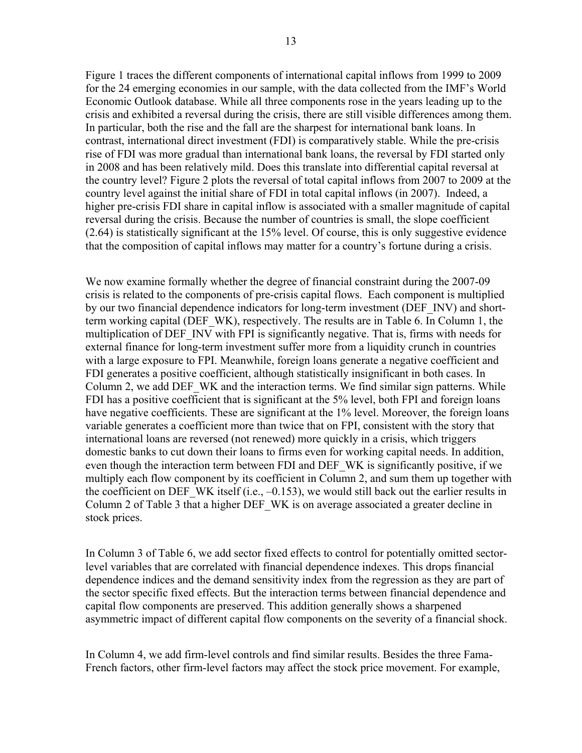Figure 1 traces the different components of international capital inflows from 1999 to 2009 for the 24 emerging economies in our sample, with the data collected from the IMF's World Economic Outlook database. While all three components rose in the years leading up to the crisis and exhibited a reversal during the crisis, there are still visible differences among them. In particular, both the rise and the fall are the sharpest for international bank loans. In contrast, international direct investment (FDI) is comparatively stable. While the pre-crisis rise of FDI was more gradual than international bank loans, the reversal by FDI started only in 2008 and has been relatively mild. Does this translate into differential capital reversal at the country level? Figure 2 plots the reversal of total capital inflows from 2007 to 2009 at the country level against the initial share of FDI in total capital inflows (in 2007). Indeed, a higher pre-crisis FDI share in capital inflow is associated with a smaller magnitude of capital reversal during the crisis. Because the number of countries is small, the slope coefficient (2.64) is statistically significant at the 15% level. Of course, this is only suggestive evidence that the composition of capital inflows may matter for a country's fortune during a crisis.

We now examine formally whether the degree of financial constraint during the 2007-09 crisis is related to the components of pre-crisis capital flows. Each component is multiplied by our two financial dependence indicators for long-term investment (DEF_INV) and short-term working capital (DEF_WK), respectively. The results are in Table 6. In Column 1, the multiplication of DEF_INV with FPI is significantly negative. That is, firms with needs for external finance for long-term investment suffer more from a liquidity crunch in countries with a large exposure to FPI. Meanwhile, foreign loans generate a negative coefficient and FDI generates a positive coefficient, although statistically insignificant in both cases. In Column 2, we add DEF_WK and the interaction terms. We find similar sign patterns. While FDI has a positive coefficient that is significant at the 5% level, both FPI and foreign loans have negative coefficients. These are significant at the 1% level. Moreover, the foreign loans variable generates a coefficient more than twice that on FPI, consistent with the story that international loans are reversed (not renewed) more quickly in a crisis, which triggers domestic banks to cut down their loans to firms even for working capital needs. In addition, even though the interaction term between FDI and DEF_WK is significantly positive, if we multiply each flow component by its coefficient in Column 2, and sum them up together with the coefficient on DEF_WK itself (i.e., –0.153), we would still back out the earlier results in Column 2 of Table 3 that a higher DEF_WK is on average associated a greater decline in stock prices.

In Column 3 of Table 6, we add sector fixed effects to control for potentially omitted sector-level variables that are correlated with financial dependence indexes. This drops financial dependence indices and the demand sensitivity index from the regression as they are part of the sector specific fixed effects. But the interaction terms between financial dependence and capital flow components are preserved. This addition generally shows a sharpened asymmetric impact of different capital flow components on the severity of a financial shock.

In Column 4, we add firm-level controls and find similar results. Besides the three Fama-French factors, other firm-level factors may affect the stock price movement. For example,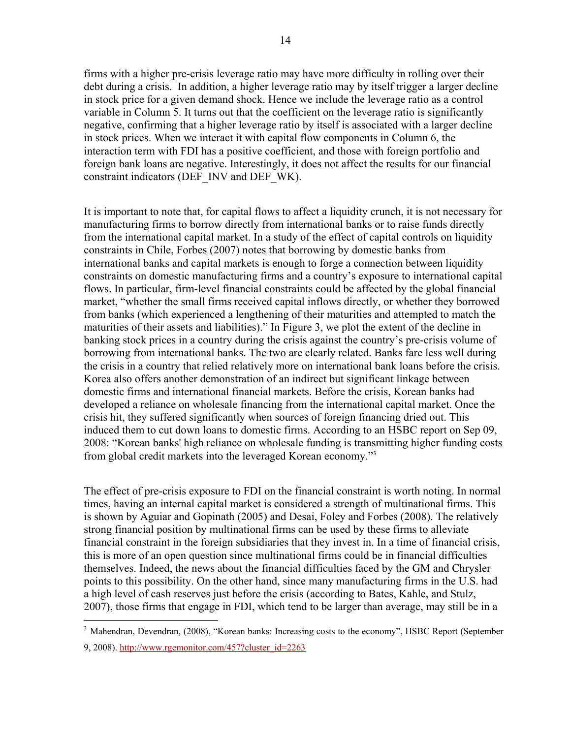firms with a higher pre-crisis leverage ratio may have more difficulty in rolling over their debt during a crisis. In addition, a higher leverage ratio may by itself trigger a larger decline in stock price for a given demand shock. Hence we include the leverage ratio as a control variable in Column 5. It turns out that the coefficient on the leverage ratio is significantly negative, confirming that a higher leverage ratio by itself is associated with a larger decline in stock prices. When we interact it with capital flow components in Column 6, the interaction term with FDI has a positive coefficient, and those with foreign portfolio and foreign bank loans are negative. Interestingly, it does not affect the results for our financial constraint indicators (DEF_INV and DEF_WK).

It is important to note that, for capital flows to affect a liquidity crunch, it is not necessary for manufacturing firms to borrow directly from international banks or to raise funds directly from the international capital market. In a study of the effect of capital controls on liquidity constraints in Chile, Forbes (2007) notes that borrowing by domestic banks from international banks and capital markets is enough to forge a connection between liquidity constraints on domestic manufacturing firms and a country's exposure to international capital flows. In particular, firm-level financial constraints could be affected by the global financial market, "whether the small firms received capital inflows directly, or whether they borrowed from banks (which experienced a lengthening of their maturities and attempted to match the maturities of their assets and liabilities)." In Figure 3, we plot the extent of the decline in banking stock prices in a country during the crisis against the country's pre-crisis volume of borrowing from international banks. The two are clearly related. Banks fare less well during the crisis in a country that relied relatively more on international bank loans before the crisis. Korea also offers another demonstration of an indirect but significant linkage between domestic firms and international financial markets. Before the crisis, Korean banks had developed a reliance on wholesale financing from the international capital market. Once the crisis hit, they suffered significantly when sources of foreign financing dried out. This induced them to cut down loans to domestic firms. According to an HSBC report on Sep 09, 2008: "Korean banks' high reliance on wholesale funding is transmitting higher funding costs from global credit markets into the leveraged Korean economy."[3]

The effect of pre-crisis exposure to FDI on the financial constraint is worth noting. In normal times, having an internal capital market is considered a strength of multinational firms. This is shown by Aguiar and Gopinath (2005) and Desai, Foley and Forbes (2008). The relatively strong financial position by multinational firms can be used by these firms to alleviate financial constraint in the foreign subsidiaries that they invest in. In a time of financial crisis, this is more of an open question since multinational firms could be in financial difficulties themselves. Indeed, the news about the financial difficulties faced by the GM and Chrysler points to this possibility. On the other hand, since many manufacturing firms in the U.S. had a high level of cash reserves just before the crisis (according to Bates, Kahle, and Stulz, 2007), those firms that engage in FDI, which tend to be larger than average, may still be in a

[3] Mahendran, Devendran, (2008), "Korean banks: Increasing costs to the economy", HSBC Report (September 9, 2008). http://www.rgemonitor.com/457?cluster_id=2263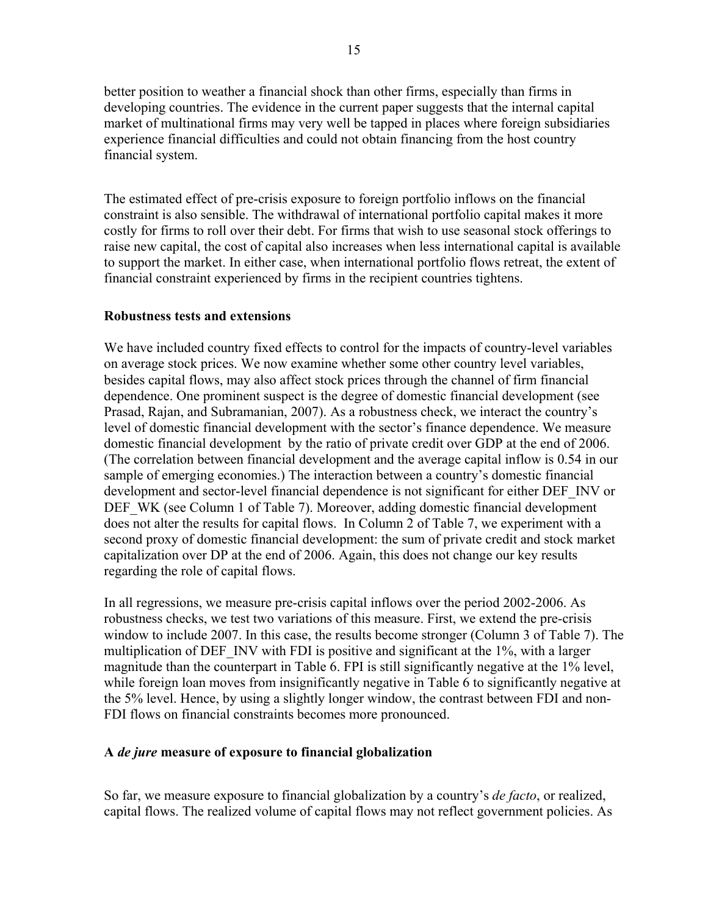better position to weather a financial shock than other firms, especially than firms in developing countries. The evidence in the current paper suggests that the internal capital market of multinational firms may very well be tapped in places where foreign subsidiaries experience financial difficulties and could not obtain financing from the host country financial system.

The estimated effect of pre-crisis exposure to foreign portfolio inflows on the financial constraint is also sensible. The withdrawal of international portfolio capital makes it more costly for firms to roll over their debt. For firms that wish to use seasonal stock offerings to raise new capital, the cost of capital also increases when less international capital is available to support the market. In either case, when international portfolio flows retreat, the extent of financial constraint experienced by firms in the recipient countries tightens.

**Robustness tests and extensions**

We have included country fixed effects to control for the impacts of country-level variables on average stock prices. We now examine whether some other country level variables, besides capital flows, may also affect stock prices through the channel of firm financial dependence. One prominent suspect is the degree of domestic financial development (see Prasad, Rajan, and Subramanian, 2007). As a robustness check, we interact the country's level of domestic financial development with the sector's finance dependence. We measure domestic financial development by the ratio of private credit over GDP at the end of 2006. (The correlation between financial development and the average capital inflow is 0.54 in our sample of emerging economies.) The interaction between a country's domestic financial development and sector-level financial dependence is not significant for either DEF_INV or DEF_WK (see Column 1 of Table 7). Moreover, adding domestic financial development does not alter the results for capital flows. In Column 2 of Table 7, we experiment with a second proxy of domestic financial development: the sum of private credit and stock market capitalization over DP at the end of 2006. Again, this does not change our key results regarding the role of capital flows.

In all regressions, we measure pre-crisis capital inflows over the period 2002-2006. As robustness checks, we test two variations of this measure. First, we extend the pre-crisis window to include 2007. In this case, the results become stronger (Column 3 of Table 7). The multiplication of DEF_INV with FDI is positive and significant at the 1%, with a larger magnitude than the counterpart in Table 6. FPI is still significantly negative at the 1% level, while foreign loan moves from insignificantly negative in Table 6 to significantly negative at the 5% level. Hence, by using a slightly longer window, the contrast between FDI and non-FDI flows on financial constraints becomes more pronounced.

**A *de jure* measure of exposure to financial globalization**

So far, we measure exposure to financial globalization by a country's *de facto*, or realized, capital flows. The realized volume of capital flows may not reflect government policies. As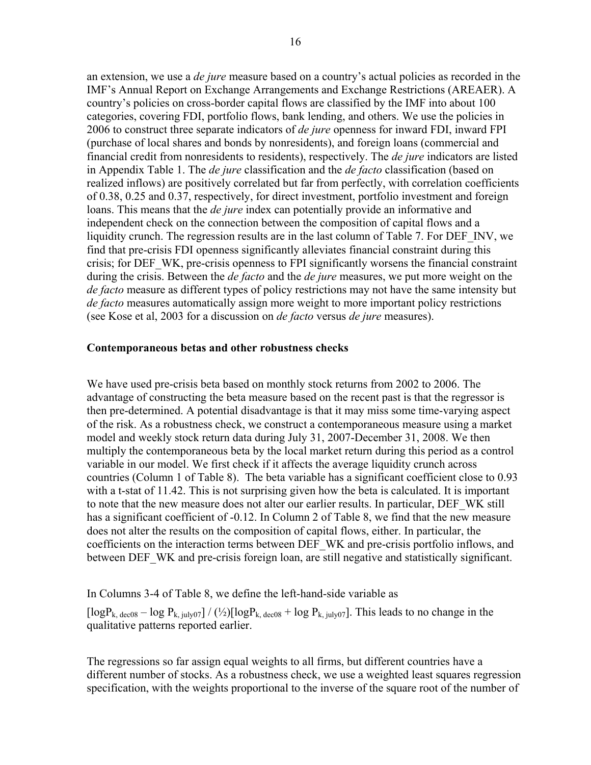an extension, we use a *de jure* measure based on a country's actual policies as recorded in the IMF's Annual Report on Exchange Arrangements and Exchange Restrictions (AREAER). A country's policies on cross-border capital flows are classified by the IMF into about 100 categories, covering FDI, portfolio flows, bank lending, and others. We use the policies in 2006 to construct three separate indicators of *de jure* openness for inward FDI, inward FPI (purchase of local shares and bonds by nonresidents), and foreign loans (commercial and financial credit from nonresidents to residents), respectively. The *de jure* indicators are listed in Appendix Table 1. The *de jure* classification and the *de facto* classification (based on realized inflows) are positively correlated but far from perfectly, with correlation coefficients of 0.38, 0.25 and 0.37, respectively, for direct investment, portfolio investment and foreign loans. This means that the *de jure* index can potentially provide an informative and independent check on the connection between the composition of capital flows and a liquidity crunch. The regression results are in the last column of Table 7. For DEF_INV, we find that pre-crisis FDI openness significantly alleviates financial constraint during this crisis; for DEF_WK, pre-crisis openness to FPI significantly worsens the financial constraint during the crisis. Between the *de facto* and the *de jure* measures, we put more weight on the *de facto* measure as different types of policy restrictions may not have the same intensity but *de facto* measures automatically assign more weight to more important policy restrictions (see Kose et al, 2003 for a discussion on *de facto* versus *de jure* measures).

**Contemporaneous betas and other robustness checks**

We have used pre-crisis beta based on monthly stock returns from 2002 to 2006. The advantage of constructing the beta measure based on the recent past is that the regressor is then pre-determined. A potential disadvantage is that it may miss some time-varying aspect of the risk. As a robustness check, we construct a contemporaneous measure using a market model and weekly stock return data during July 31, 2007-December 31, 2008. We then multiply the contemporaneous beta by the local market return during this period as a control variable in our model. We first check if it affects the average liquidity crunch across countries (Column 1 of Table 8). The beta variable has a significant coefficient close to 0.93 with a t-stat of 11.42. This is not surprising given how the beta is calculated. It is important to note that the new measure does not alter our earlier results. In particular, DEF_WK still has a significant coefficient of -0.12. In Column 2 of Table 8, we find that the new measure does not alter the results on the composition of capital flows, either. In particular, the coefficients on the interaction terms between DEF_WK and pre-crisis portfolio inflows, and between DEF_WK and pre-crisis foreign loan, are still negative and statistically significant.

In Columns 3-4 of Table 8, we define the left-hand-side variable as $[\log P_{k,\,dec08} - \log P_{k,\,july07}] / (\frac{1}{2})[\log P_{k,\,dec08} + \log P_{k,\,july07}]$. This leads to no change in the qualitative patterns reported earlier.

The regressions so far assign equal weights to all firms, but different countries have a different number of stocks. As a robustness check, we use a weighted least squares regression specification, with the weights proportional to the inverse of the square root of the number of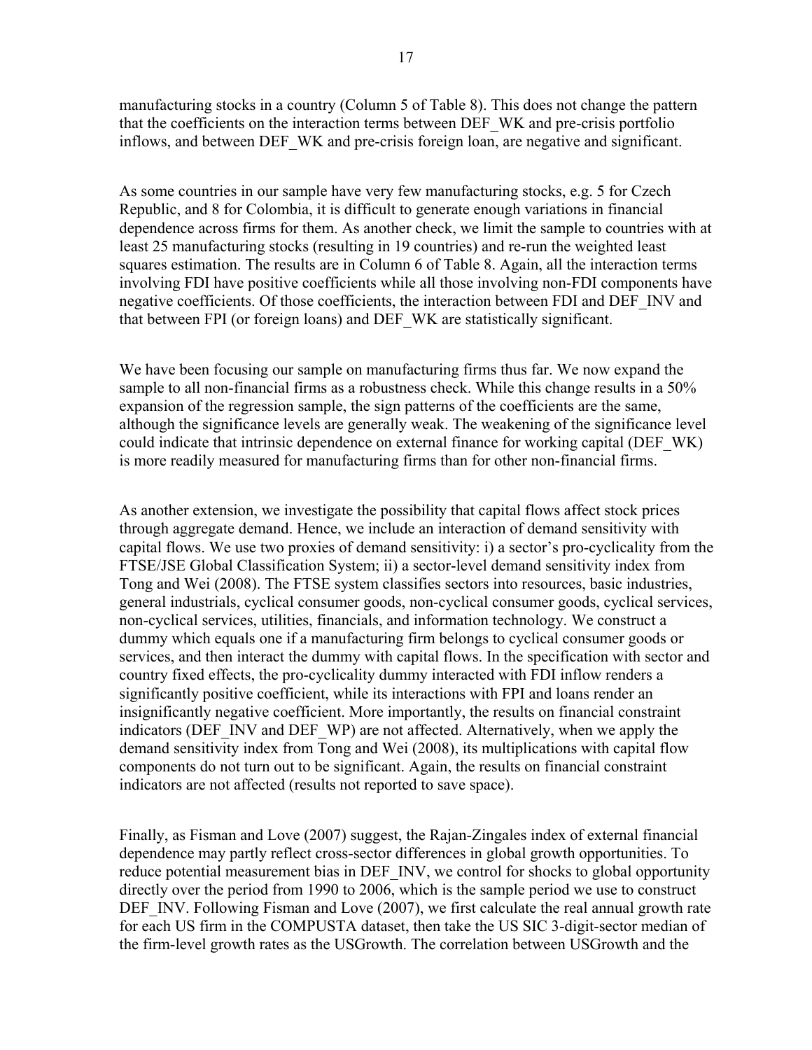manufacturing stocks in a country (Column 5 of Table 8). This does not change the pattern that the coefficients on the interaction terms between DEF_WK and pre-crisis portfolio inflows, and between DEF_WK and pre-crisis foreign loan, are negative and significant.

As some countries in our sample have very few manufacturing stocks, e.g. 5 for Czech Republic, and 8 for Colombia, it is difficult to generate enough variations in financial dependence across firms for them. As another check, we limit the sample to countries with at least 25 manufacturing stocks (resulting in 19 countries) and re-run the weighted least squares estimation. The results are in Column 6 of Table 8. Again, all the interaction terms involving FDI have positive coefficients while all those involving non-FDI components have negative coefficients. Of those coefficients, the interaction between FDI and DEF_INV and that between FPI (or foreign loans) and DEF_WK are statistically significant.

We have been focusing our sample on manufacturing firms thus far. We now expand the sample to all non-financial firms as a robustness check. While this change results in a 50% expansion of the regression sample, the sign patterns of the coefficients are the same, although the significance levels are generally weak. The weakening of the significance level could indicate that intrinsic dependence on external finance for working capital (DEF_WK) is more readily measured for manufacturing firms than for other non-financial firms.

As another extension, we investigate the possibility that capital flows affect stock prices through aggregate demand. Hence, we include an interaction of demand sensitivity with capital flows. We use two proxies of demand sensitivity: i) a sector's pro-cyclicality from the FTSE/JSE Global Classification System; ii) a sector-level demand sensitivity index from Tong and Wei (2008). The FTSE system classifies sectors into resources, basic industries, general industrials, cyclical consumer goods, non-cyclical consumer goods, cyclical services, non-cyclical services, utilities, financials, and information technology. We construct a dummy which equals one if a manufacturing firm belongs to cyclical consumer goods or services, and then interact the dummy with capital flows. In the specification with sector and country fixed effects, the pro-cyclicality dummy interacted with FDI inflow renders a significantly positive coefficient, while its interactions with FPI and loans render an insignificantly negative coefficient. More importantly, the results on financial constraint indicators (DEF_INV and DEF_WP) are not affected. Alternatively, when we apply the demand sensitivity index from Tong and Wei (2008), its multiplications with capital flow components do not turn out to be significant. Again, the results on financial constraint indicators are not affected (results not reported to save space).

Finally, as Fisman and Love (2007) suggest, the Rajan-Zingales index of external financial dependence may partly reflect cross-sector differences in global growth opportunities. To reduce potential measurement bias in DEF_INV, we control for shocks to global opportunity directly over the period from 1990 to 2006, which is the sample period we use to construct DEF_INV. Following Fisman and Love (2007), we first calculate the real annual growth rate for each US firm in the COMPUSTA dataset, then take the US SIC 3-digit-sector median of the firm-level growth rates as the USGrowth. The correlation between USGrowth and the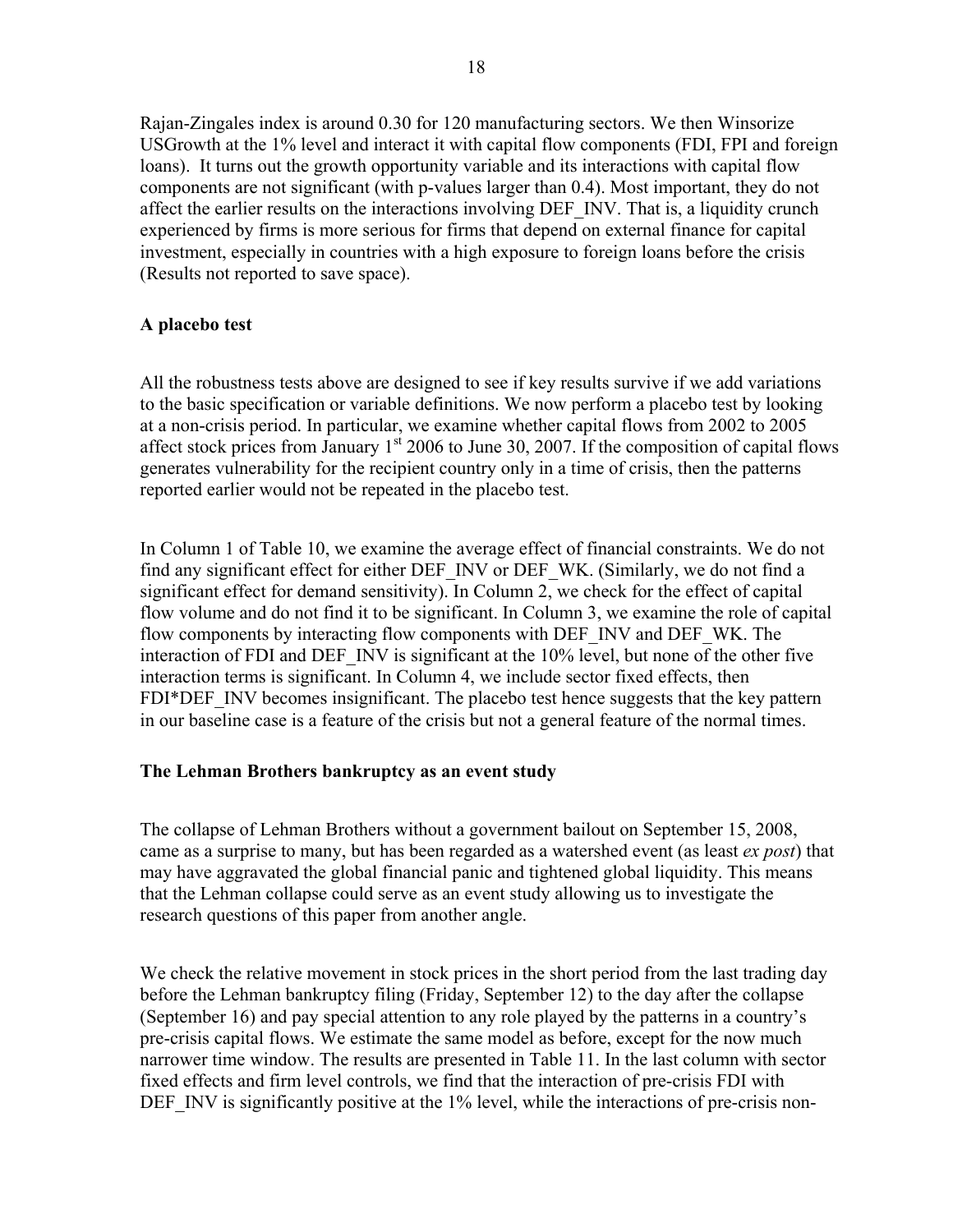Rajan-Zingales index is around 0.30 for 120 manufacturing sectors. We then Winsorize USGrowth at the 1% level and interact it with capital flow components (FDI, FPI and foreign loans). It turns out the growth opportunity variable and its interactions with capital flow components are not significant (with p-values larger than 0.4). Most important, they do not affect the earlier results on the interactions involving DEF_INV. That is, a liquidity crunch experienced by firms is more serious for firms that depend on external finance for capital investment, especially in countries with a high exposure to foreign loans before the crisis (Results not reported to save space).

### A placebo test

All the robustness tests above are designed to see if key results survive if we add variations to the basic specification or variable definitions. We now perform a placebo test by looking at a non-crisis period. In particular, we examine whether capital flows from 2002 to 2005 affect stock prices from January 1st 2006 to June 30, 2007. If the composition of capital flows generates vulnerability for the recipient country only in a time of crisis, then the patterns reported earlier would not be repeated in the placebo test.

In Column 1 of Table 10, we examine the average effect of financial constraints. We do not find any significant effect for either DEF_INV or DEF_WK. (Similarly, we do not find a significant effect for demand sensitivity). In Column 2, we check for the effect of capital flow volume and do not find it to be significant. In Column 3, we examine the role of capital flow components by interacting flow components with DEF_INV and DEF_WK. The interaction of FDI and DEF_INV is significant at the 10% level, but none of the other five interaction terms is significant. In Column 4, we include sector fixed effects, then FDI*DEF_INV becomes insignificant. The placebo test hence suggests that the key pattern in our baseline case is a feature of the crisis but not a general feature of the normal times.

### The Lehman Brothers bankruptcy as an event study

The collapse of Lehman Brothers without a government bailout on September 15, 2008, came as a surprise to many, but has been regarded as a watershed event (as least *ex post*) that may have aggravated the global financial panic and tightened global liquidity. This means that the Lehman collapse could serve as an event study allowing us to investigate the research questions of this paper from another angle.

We check the relative movement in stock prices in the short period from the last trading day before the Lehman bankruptcy filing (Friday, September 12) to the day after the collapse (September 16) and pay special attention to any role played by the patterns in a country's pre-crisis capital flows. We estimate the same model as before, except for the now much narrower time window. The results are presented in Table 11. In the last column with sector fixed effects and firm level controls, we find that the interaction of pre-crisis FDI with DEF_INV is significantly positive at the 1% level, while the interactions of pre-crisis non-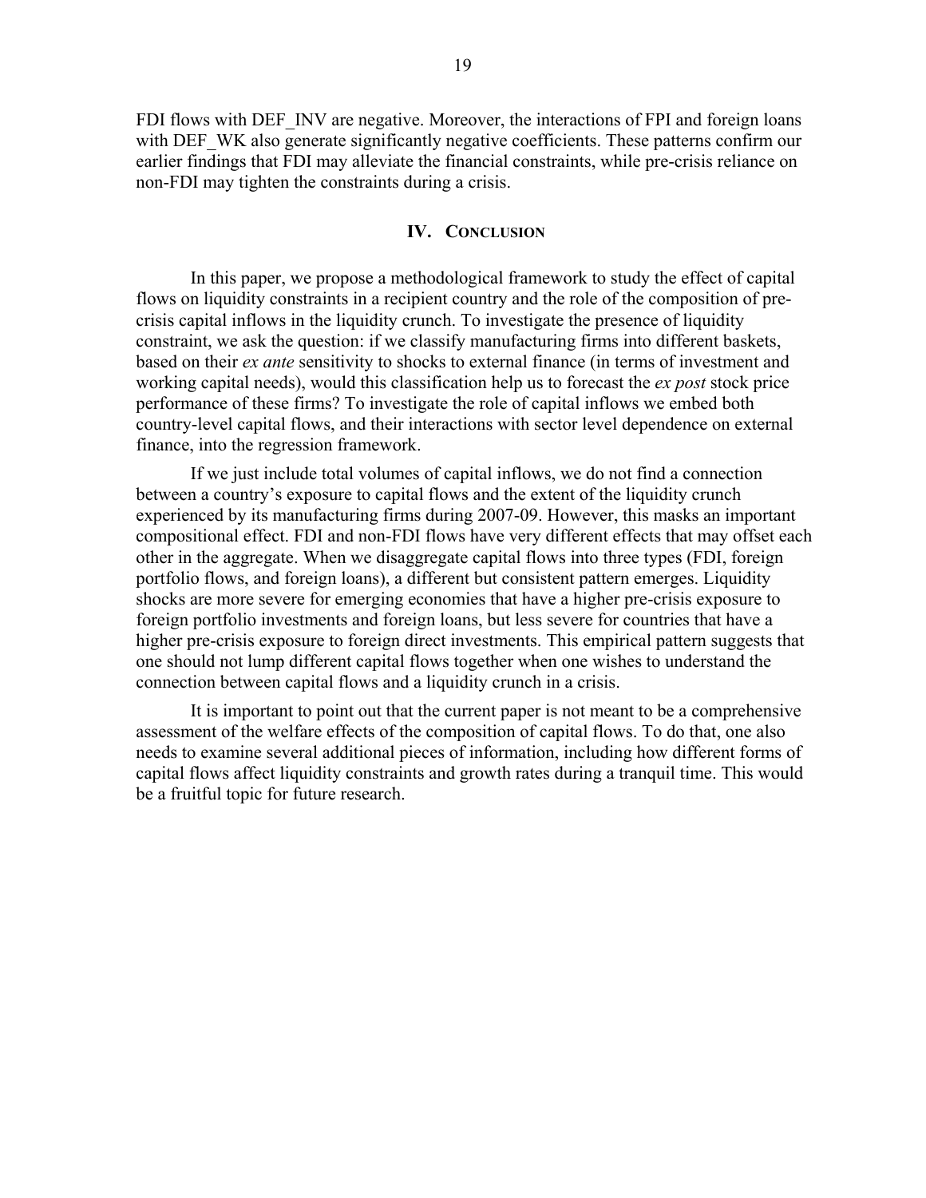FDI flows with DEF_INV are negative. Moreover, the interactions of FPI and foreign loans with DEF_WK also generate significantly negative coefficients. These patterns confirm our earlier findings that FDI may alleviate the financial constraints, while pre-crisis reliance on non-FDI may tighten the constraints during a crisis.

## IV. Conclusion

In this paper, we propose a methodological framework to study the effect of capital flows on liquidity constraints in a recipient country and the role of the composition of pre-crisis capital inflows in the liquidity crunch. To investigate the presence of liquidity constraint, we ask the question: if we classify manufacturing firms into different baskets, based on their *ex ante* sensitivity to shocks to external finance (in terms of investment and working capital needs), would this classification help us to forecast the *ex post* stock price performance of these firms? To investigate the role of capital inflows we embed both country-level capital flows, and their interactions with sector level dependence on external finance, into the regression framework.

If we just include total volumes of capital inflows, we do not find a connection between a country's exposure to capital flows and the extent of the liquidity crunch experienced by its manufacturing firms during 2007-09. However, this masks an important compositional effect. FDI and non-FDI flows have very different effects that may offset each other in the aggregate. When we disaggregate capital flows into three types (FDI, foreign portfolio flows, and foreign loans), a different but consistent pattern emerges. Liquidity shocks are more severe for emerging economies that have a higher pre-crisis exposure to foreign portfolio investments and foreign loans, but less severe for countries that have a higher pre-crisis exposure to foreign direct investments. This empirical pattern suggests that one should not lump different capital flows together when one wishes to understand the connection between capital flows and a liquidity crunch in a crisis.

It is important to point out that the current paper is not meant to be a comprehensive assessment of the welfare effects of the composition of capital flows. To do that, one also needs to examine several additional pieces of information, including how different forms of capital flows affect liquidity constraints and growth rates during a tranquil time. This would be a fruitful topic for future research.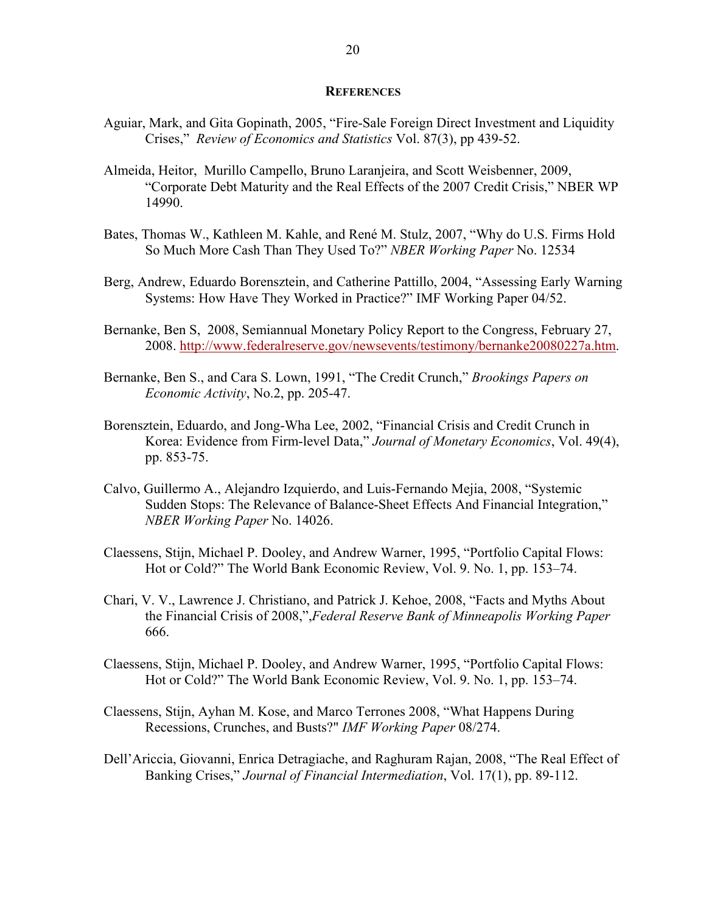## REFERENCES

Aguiar, Mark, and Gita Gopinath, 2005, "Fire-Sale Foreign Direct Investment and Liquidity Crises," *Review of Economics and Statistics* Vol. 87(3), pp 439-52.

Almeida, Heitor, Murillo Campello, Bruno Laranjeira, and Scott Weisbenner, 2009, "Corporate Debt Maturity and the Real Effects of the 2007 Credit Crisis," NBER WP 14990.

Bates, Thomas W., Kathleen M. Kahle, and René M. Stulz, 2007, "Why do U.S. Firms Hold So Much More Cash Than They Used To?" *NBER Working Paper* No. 12534

Berg, Andrew, Eduardo Borensztein, and Catherine Pattillo, 2004, "Assessing Early Warning Systems: How Have They Worked in Practice?" IMF Working Paper 04/52.

Bernanke, Ben S, 2008, Semiannual Monetary Policy Report to the Congress, February 27, 2008. http://www.federalreserve.gov/newsevents/testimony/bernanke20080227a.htm.

Bernanke, Ben S., and Cara S. Lown, 1991, "The Credit Crunch," *Brookings Papers on Economic Activity*, No.2, pp. 205-47.

Borensztein, Eduardo, and Jong-Wha Lee, 2002, "Financial Crisis and Credit Crunch in Korea: Evidence from Firm-level Data," *Journal of Monetary Economics*, Vol. 49(4), pp. 853-75.

Calvo, Guillermo A., Alejandro Izquierdo, and Luis-Fernando Mejia, 2008, "Systemic Sudden Stops: The Relevance of Balance-Sheet Effects And Financial Integration," *NBER Working Paper* No. 14026.

Claessens, Stijn, Michael P. Dooley, and Andrew Warner, 1995, "Portfolio Capital Flows: Hot or Cold?" The World Bank Economic Review, Vol. 9. No. 1, pp. 153–74.

Chari, V. V., Lawrence J. Christiano, and Patrick J. Kehoe, 2008, "Facts and Myths About the Financial Crisis of 2008,",*Federal Reserve Bank of Minneapolis Working Paper* 666.

Claessens, Stijn, Michael P. Dooley, and Andrew Warner, 1995, "Portfolio Capital Flows: Hot or Cold?" The World Bank Economic Review, Vol. 9. No. 1, pp. 153–74.

Claessens, Stijn, Ayhan M. Kose, and Marco Terrones 2008, "What Happens During Recessions, Crunches, and Busts?" *IMF Working Paper* 08/274.

Dell'Ariccia, Giovanni, Enrica Detragiache, and Raghuram Rajan, 2008, "The Real Effect of Banking Crises," *Journal of Financial Intermediation*, Vol. 17(1), pp. 89-112.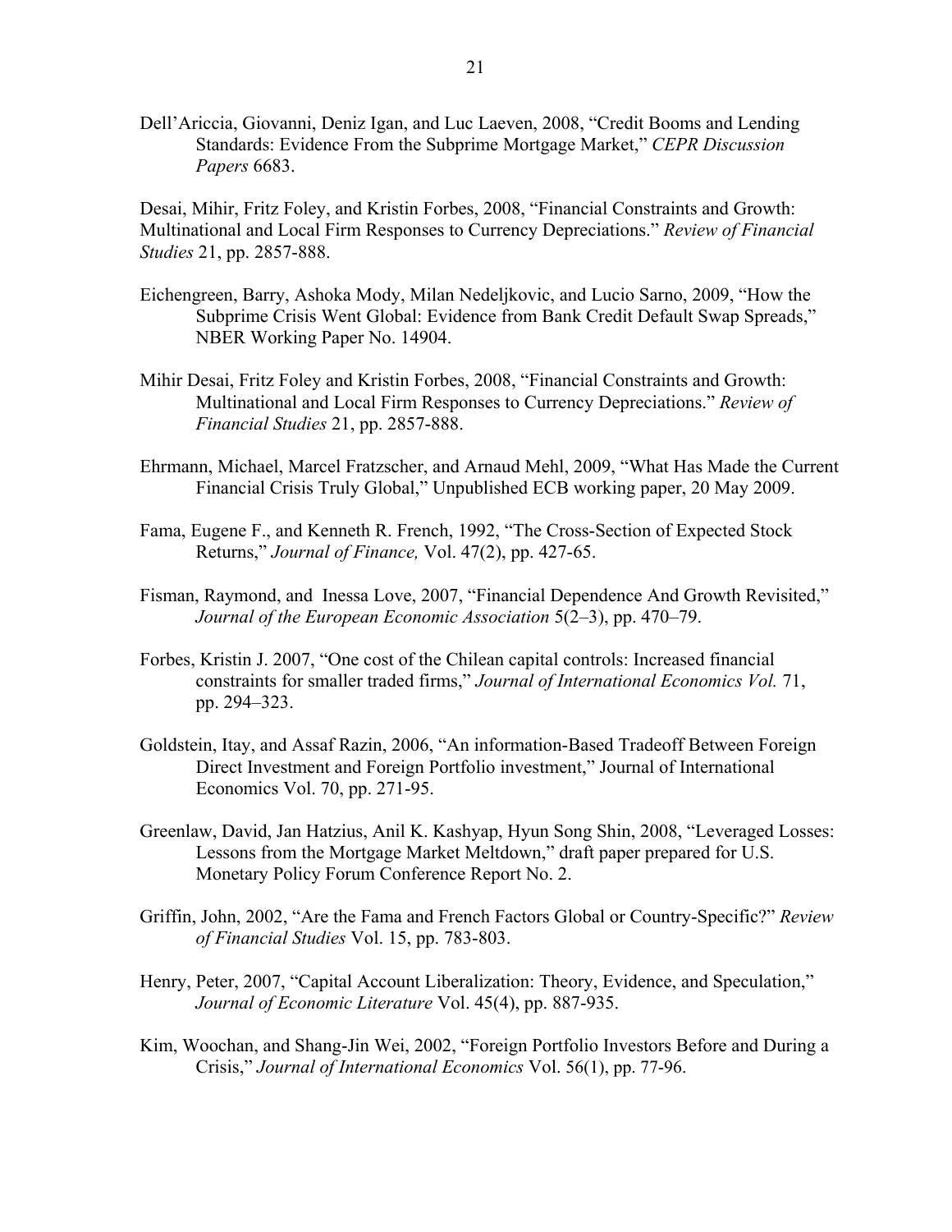Dell'Ariccia, Giovanni, Deniz Igan, and Luc Laeven, 2008, "Credit Booms and Lending Standards: Evidence From the Subprime Mortgage Market," *CEPR Discussion Papers* 6683.

Desai, Mihir, Fritz Foley, and Kristin Forbes, 2008, "Financial Constraints and Growth: Multinational and Local Firm Responses to Currency Depreciations." *Review of Financial Studies* 21, pp. 2857-888.

Eichengreen, Barry, Ashoka Mody, Milan Nedeljkovic, and Lucio Sarno, 2009, "How the Subprime Crisis Went Global: Evidence from Bank Credit Default Swap Spreads," NBER Working Paper No. 14904.

Mihir Desai, Fritz Foley and Kristin Forbes, 2008, "Financial Constraints and Growth: Multinational and Local Firm Responses to Currency Depreciations." *Review of Financial Studies* 21, pp. 2857-888.

Ehrmann, Michael, Marcel Fratzscher, and Arnaud Mehl, 2009, "What Has Made the Current Financial Crisis Truly Global," Unpublished ECB working paper, 20 May 2009.

Fama, Eugene F., and Kenneth R. French, 1992, "The Cross-Section of Expected Stock Returns," *Journal of Finance,* Vol. 47(2), pp. 427-65.

Fisman, Raymond, and Inessa Love, 2007, "Financial Dependence And Growth Revisited," *Journal of the European Economic Association* 5(2–3), pp. 470–79.

Forbes, Kristin J. 2007, "One cost of the Chilean capital controls: Increased financial constraints for smaller traded firms," *Journal of International Economics Vol.* 71, pp. 294–323.

Goldstein, Itay, and Assaf Razin, 2006, "An information-Based Tradeoff Between Foreign Direct Investment and Foreign Portfolio investment," Journal of International Economics Vol. 70, pp. 271-95.

Greenlaw, David, Jan Hatzius, Anil K. Kashyap, Hyun Song Shin, 2008, "Leveraged Losses: Lessons from the Mortgage Market Meltdown," draft paper prepared for U.S. Monetary Policy Forum Conference Report No. 2.

Griffin, John, 2002, "Are the Fama and French Factors Global or Country-Specific?" *Review of Financial Studies* Vol. 15, pp. 783-803.

Henry, Peter, 2007, "Capital Account Liberalization: Theory, Evidence, and Speculation," *Journal of Economic Literature* Vol. 45(4), pp. 887-935.

Kim, Woochan, and Shang-Jin Wei, 2002, "Foreign Portfolio Investors Before and During a Crisis," *Journal of International Economics* Vol. 56(1), pp. 77-96.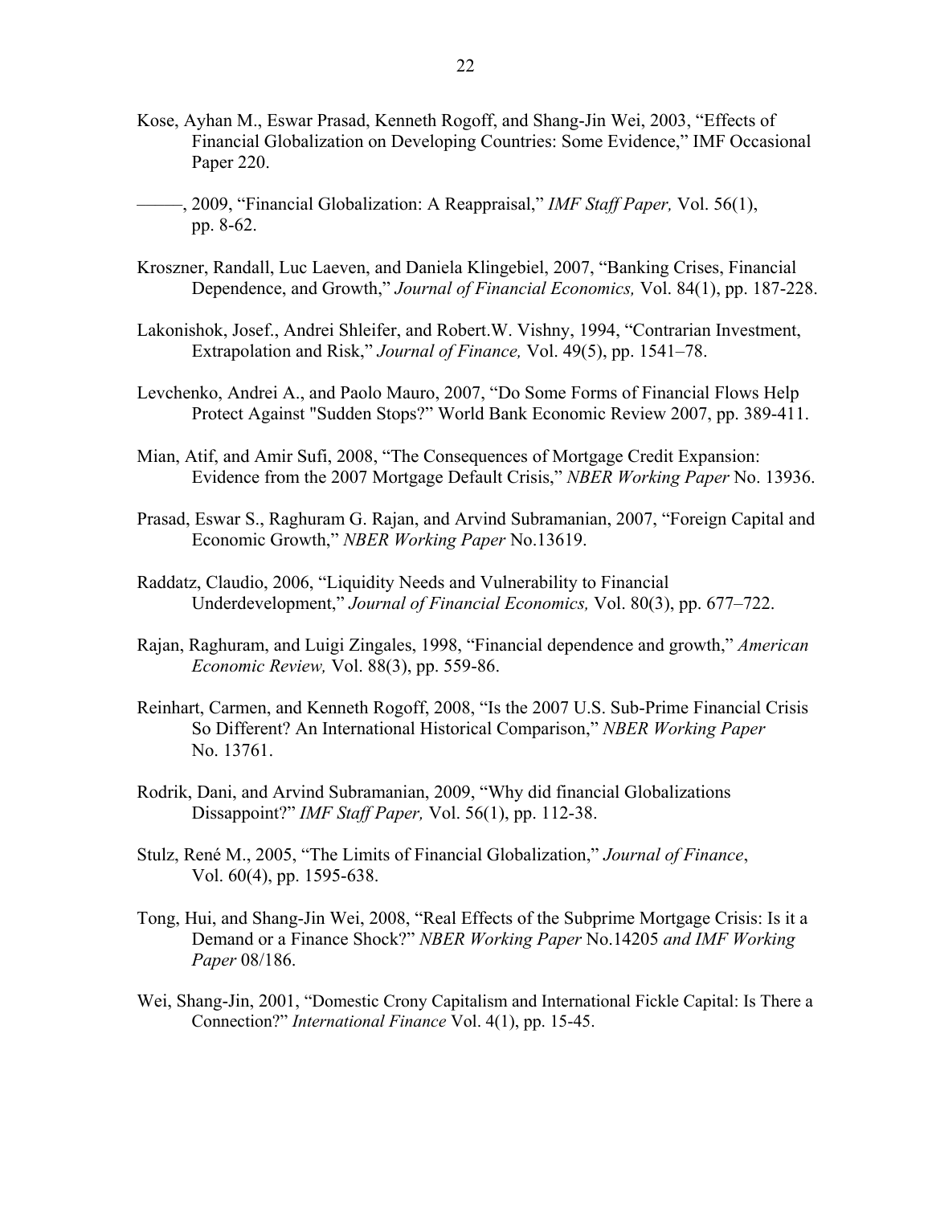Kose, Ayhan M., Eswar Prasad, Kenneth Rogoff, and Shang-Jin Wei, 2003, "Effects of Financial Globalization on Developing Countries: Some Evidence," IMF Occasional Paper 220.

———, 2009, "Financial Globalization: A Reappraisal," *IMF Staff Paper,* Vol. 56(1), pp. 8-62.

Kroszner, Randall, Luc Laeven, and Daniela Klingebiel, 2007, "Banking Crises, Financial Dependence, and Growth," *Journal of Financial Economics,* Vol. 84(1), pp. 187-228.

Lakonishok, Josef., Andrei Shleifer, and Robert.W. Vishny, 1994, "Contrarian Investment, Extrapolation and Risk," *Journal of Finance,* Vol. 49(5), pp. 1541–78.

Levchenko, Andrei A., and Paolo Mauro, 2007, "Do Some Forms of Financial Flows Help Protect Against "Sudden Stops?" World Bank Economic Review 2007, pp. 389-411.

Mian, Atif, and Amir Sufi, 2008, "The Consequences of Mortgage Credit Expansion: Evidence from the 2007 Mortgage Default Crisis," *NBER Working Paper* No. 13936.

Prasad, Eswar S., Raghuram G. Rajan, and Arvind Subramanian, 2007, "Foreign Capital and Economic Growth," *NBER Working Paper* No.13619.

Raddatz, Claudio, 2006, "Liquidity Needs and Vulnerability to Financial Underdevelopment," *Journal of Financial Economics,* Vol. 80(3), pp. 677–722.

Rajan, Raghuram, and Luigi Zingales, 1998, "Financial dependence and growth," *American Economic Review,* Vol. 88(3), pp. 559-86.

Reinhart, Carmen, and Kenneth Rogoff, 2008, "Is the 2007 U.S. Sub-Prime Financial Crisis So Different? An International Historical Comparison," *NBER Working Paper* No. 13761.

Rodrik, Dani, and Arvind Subramanian, 2009, "Why did financial Globalizations Dissappoint?" *IMF Staff Paper,* Vol. 56(1), pp. 112-38.

Stulz, René M., 2005, "The Limits of Financial Globalization," *Journal of Finance*, Vol. 60(4), pp. 1595-638.

Tong, Hui, and Shang-Jin Wei, 2008, "Real Effects of the Subprime Mortgage Crisis: Is it a Demand or a Finance Shock?" *NBER Working Paper* No.14205 *and IMF Working Paper* 08/186.

Wei, Shang-Jin, 2001, "Domestic Crony Capitalism and International Fickle Capital: Is There a Connection?" *International Finance* Vol. 4(1), pp. 15-45.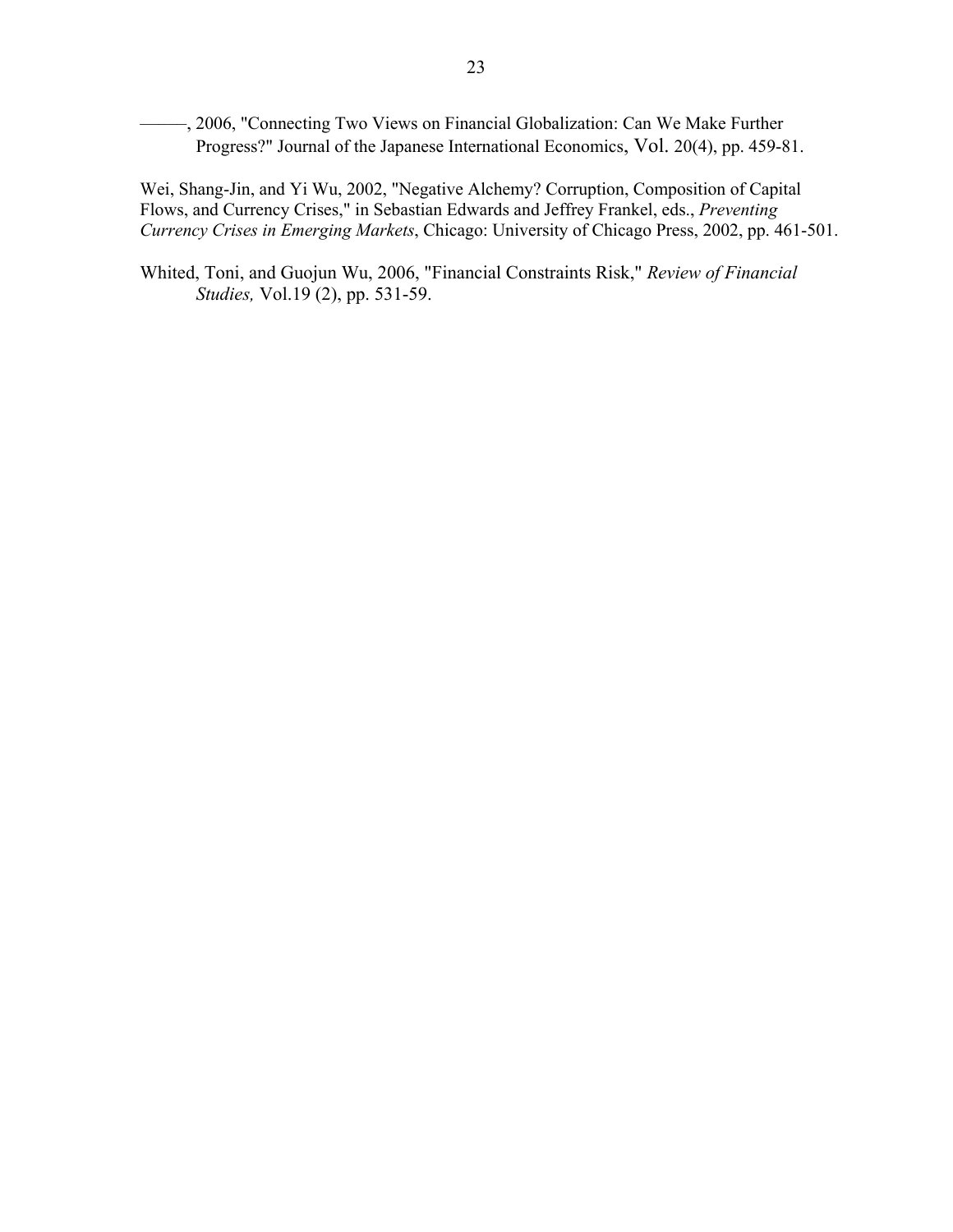———, 2006, "Connecting Two Views on Financial Globalization: Can We Make Further Progress?" Journal of the Japanese International Economics, Vol. 20(4), pp. 459-81.

Wei, Shang-Jin, and Yi Wu, 2002, "Negative Alchemy? Corruption, Composition of Capital Flows, and Currency Crises," in Sebastian Edwards and Jeffrey Frankel, eds., *Preventing Currency Crises in Emerging Markets*, Chicago: University of Chicago Press, 2002, pp. 461-501.

Whited, Toni, and Guojun Wu, 2006, "Financial Constraints Risk," *Review of Financial Studies,* Vol.19 (2), pp. 531-59.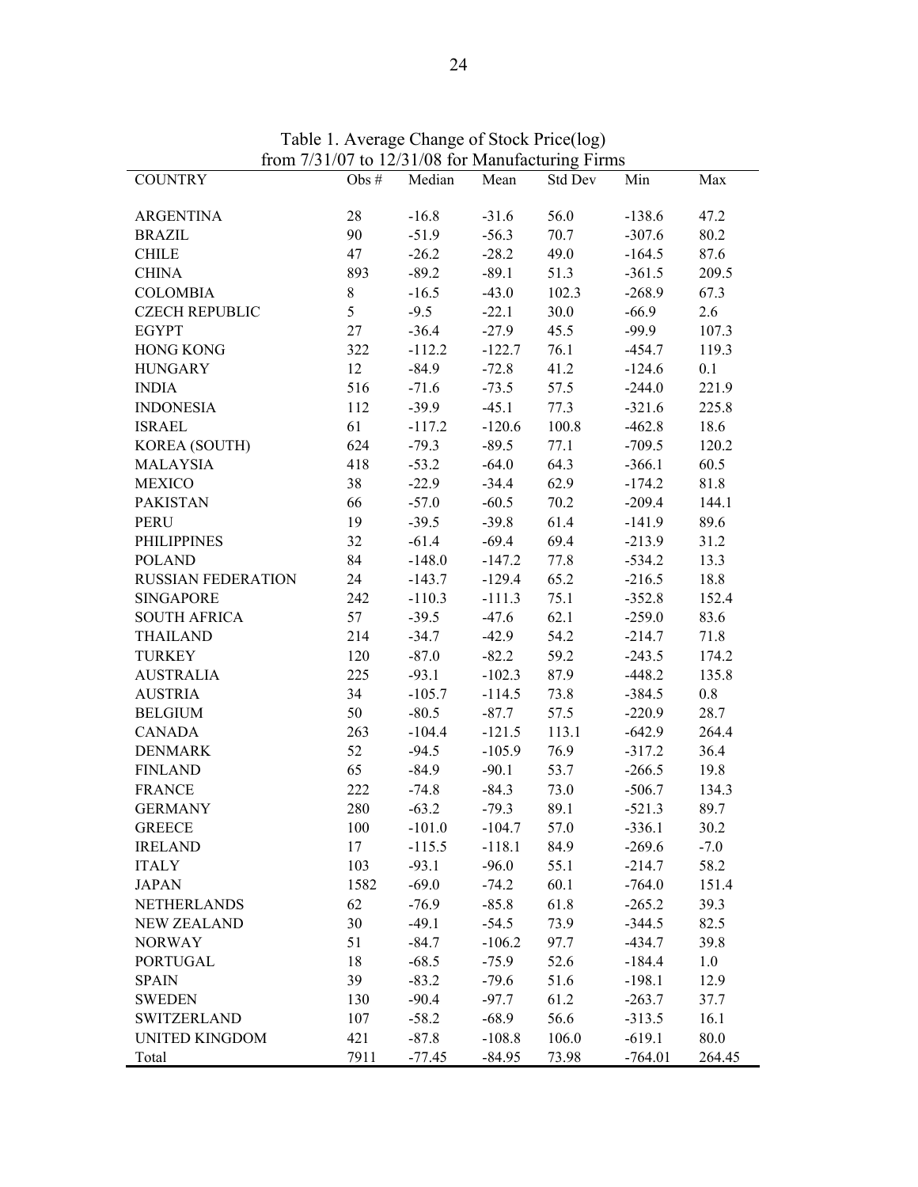Table 1. Average Change of Stock Price(log) from 7/31/07 to 12/31/08 for Manufacturing Firms

| COUNTRY | Obs # | Median | Mean | Std Dev | Min | Max |
|---|---|---|---|---|---|---|
| ARGENTINA | 28 | -16.8 | -31.6 | 56.0 | -138.6 | 47.2 |
| BRAZIL | 90 | -51.9 | -56.3 | 70.7 | -307.6 | 80.2 |
| CHILE | 47 | -26.2 | -28.2 | 49.0 | -164.5 | 87.6 |
| CHINA | 893 | -89.2 | -89.1 | 51.3 | -361.5 | 209.5 |
| COLOMBIA | 8 | -16.5 | -43.0 | 102.3 | -268.9 | 67.3 |
| CZECH REPUBLIC | 5 | -9.5 | -22.1 | 30.0 | -66.9 | 2.6 |
| EGYPT | 27 | -36.4 | -27.9 | 45.5 | -99.9 | 107.3 |
| HONG KONG | 322 | -112.2 | -122.7 | 76.1 | -454.7 | 119.3 |
| HUNGARY | 12 | -84.9 | -72.8 | 41.2 | -124.6 | 0.1 |
| INDIA | 516 | -71.6 | -73.5 | 57.5 | -244.0 | 221.9 |
| INDONESIA | 112 | -39.9 | -45.1 | 77.3 | -321.6 | 225.8 |
| ISRAEL | 61 | -117.2 | -120.6 | 100.8 | -462.8 | 18.6 |
| KOREA (SOUTH) | 624 | -79.3 | -89.5 | 77.1 | -709.5 | 120.2 |
| MALAYSIA | 418 | -53.2 | -64.0 | 64.3 | -366.1 | 60.5 |
| MEXICO | 38 | -22.9 | -34.4 | 62.9 | -174.2 | 81.8 |
| PAKISTAN | 66 | -57.0 | -60.5 | 70.2 | -209.4 | 144.1 |
| PERU | 19 | -39.5 | -39.8 | 61.4 | -141.9 | 89.6 |
| PHILIPPINES | 32 | -61.4 | -69.4 | 69.4 | -213.9 | 31.2 |
| POLAND | 84 | -148.0 | -147.2 | 77.8 | -534.2 | 13.3 |
| RUSSIAN FEDERATION | 24 | -143.7 | -129.4 | 65.2 | -216.5 | 18.8 |
| SINGAPORE | 242 | -110.3 | -111.3 | 75.1 | -352.8 | 152.4 |
| SOUTH AFRICA | 57 | -39.5 | -47.6 | 62.1 | -259.0 | 83.6 |
| THAILAND | 214 | -34.7 | -42.9 | 54.2 | -214.7 | 71.8 |
| TURKEY | 120 | -87.0 | -82.2 | 59.2 | -243.5 | 174.2 |
| AUSTRALIA | 225 | -93.1 | -102.3 | 87.9 | -448.2 | 135.8 |
| AUSTRIA | 34 | -105.7 | -114.5 | 73.8 | -384.5 | 0.8 |
| BELGIUM | 50 | -80.5 | -87.7 | 57.5 | -220.9 | 28.7 |
| CANADA | 263 | -104.4 | -121.5 | 113.1 | -642.9 | 264.4 |
| DENMARK | 52 | -94.5 | -105.9 | 76.9 | -317.2 | 36.4 |
| FINLAND | 65 | -84.9 | -90.1 | 53.7 | -266.5 | 19.8 |
| FRANCE | 222 | -74.8 | -84.3 | 73.0 | -506.7 | 134.3 |
| GERMANY | 280 | -63.2 | -79.3 | 89.1 | -521.3 | 89.7 |
| GREECE | 100 | -101.0 | -104.7 | 57.0 | -336.1 | 30.2 |
| IRELAND | 17 | -115.5 | -118.1 | 84.9 | -269.6 | -7.0 |
| ITALY | 103 | -93.1 | -96.0 | 55.1 | -214.7 | 58.2 |
| JAPAN | 1582 | -69.0 | -74.2 | 60.1 | -764.0 | 151.4 |
| NETHERLANDS | 62 | -76.9 | -85.8 | 61.8 | -265.2 | 39.3 |
| NEW ZEALAND | 30 | -49.1 | -54.5 | 73.9 | -344.5 | 82.5 |
| NORWAY | 51 | -84.7 | -106.2 | 97.7 | -434.7 | 39.8 |
| PORTUGAL | 18 | -68.5 | -75.9 | 52.6 | -184.4 | 1.0 |
| SPAIN | 39 | -83.2 | -79.6 | 51.6 | -198.1 | 12.9 |
| SWEDEN | 130 | -90.4 | -97.7 | 61.2 | -263.7 | 37.7 |
| SWITZERLAND | 107 | -58.2 | -68.9 | 56.6 | -313.5 | 16.1 |
| UNITED KINGDOM | 421 | -87.8 | -108.8 | 106.0 | -619.1 | 80.0 |
| Total | 7911 | -77.45 | -84.95 | 73.98 | -764.01 | 264.45 |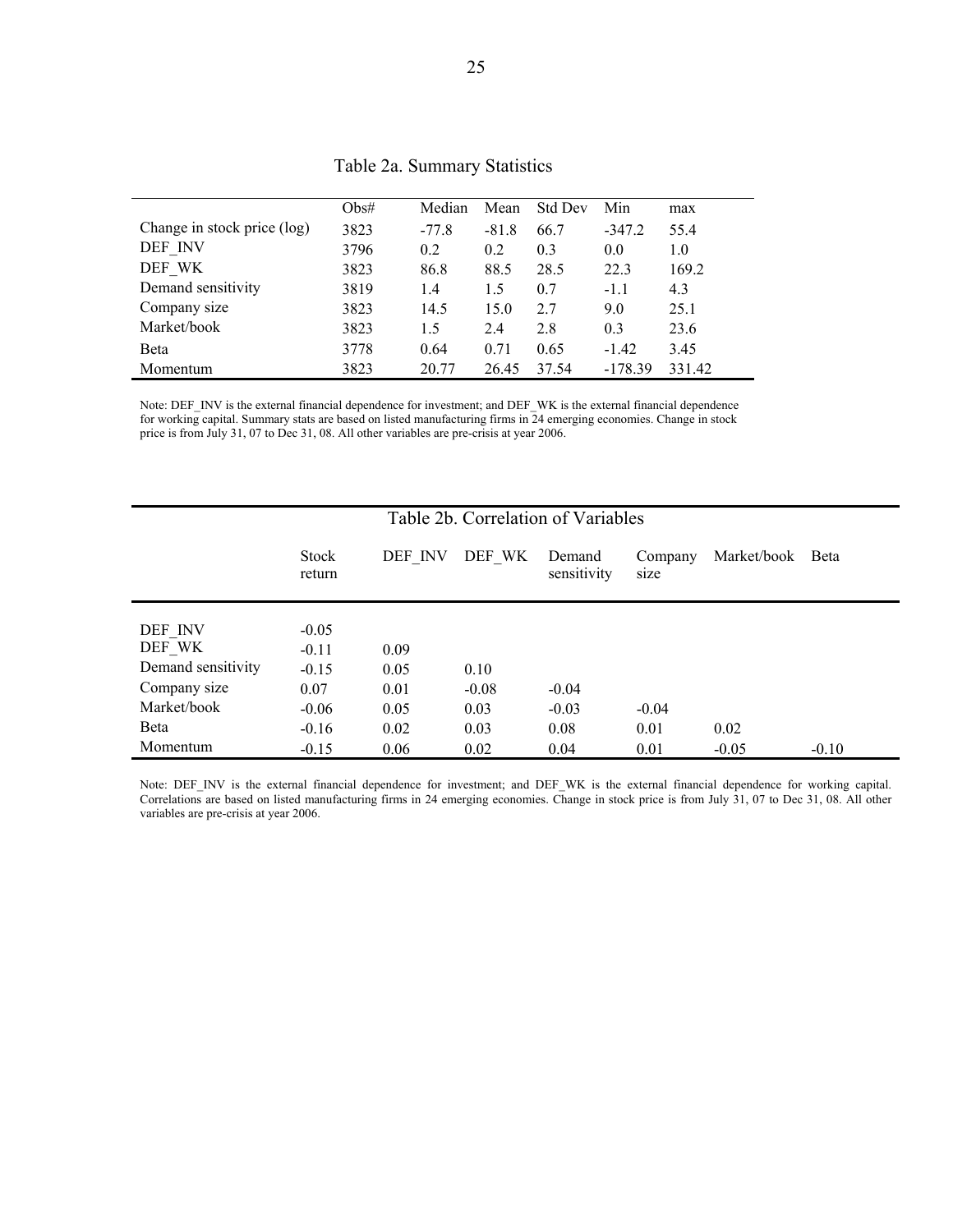Table 2a. Summary Statistics

| | Obs# | Median | Mean | Std Dev | Min | max |
|---|---|---|---|---|---|---|
| Change in stock price (log) | 3823 | -77.8 | -81.8 | 66.7 | -347.2 | 55.4 |
| DEF_INV | 3796 | 0.2 | 0.2 | 0.3 | 0.0 | 1.0 |
| DEF_WK | 3823 | 86.8 | 88.5 | 28.5 | 22.3 | 169.2 |
| Demand sensitivity | 3819 | 1.4 | 1.5 | 0.7 | -1.1 | 4.3 |
| Company size | 3823 | 14.5 | 15.0 | 2.7 | 9.0 | 25.1 |
| Market/book | 3823 | 1.5 | 2.4 | 2.8 | 0.3 | 23.6 |
| Beta | 3778 | 0.64 | 0.71 | 0.65 | -1.42 | 3.45 |
| Momentum | 3823 | 20.77 | 26.45 | 37.54 | -178.39 | 331.42 |

Note: DEF_INV is the external financial dependence for investment; and DEF_WK is the external financial dependence for working capital. Summary stats are based on listed manufacturing firms in 24 emerging economies. Change in stock price is from July 31, 07 to Dec 31, 08. All other variables are pre-crisis at year 2006.

Table 2b. Correlation of Variables

| | Stock return | DEF_INV | DEF_WK | Demand sensitivity | Company size | Market/book | Beta |
|---|---|---|---|---|---|---|---|
| DEF_INV | -0.05 | | | | | | |
| DEF_WK | -0.11 | 0.09 | | | | | |
| Demand sensitivity | -0.15 | 0.05 | 0.10 | | | | |
| Company size | 0.07 | 0.01 | -0.08 | -0.04 | | | |
| Market/book | -0.06 | 0.05 | 0.03 | -0.03 | -0.04 | | |
| Beta | -0.16 | 0.02 | 0.03 | 0.08 | 0.01 | 0.02 | |
| Momentum | -0.15 | 0.06 | 0.02 | 0.04 | 0.01 | -0.05 | -0.10 |

Note: DEF_INV is the external financial dependence for investment; and DEF_WK is the external financial dependence for working capital. Correlations are based on listed manufacturing firms in 24 emerging economies. Change in stock price is from July 31, 07 to Dec 31, 08. All other variables are pre-crisis at year 2006.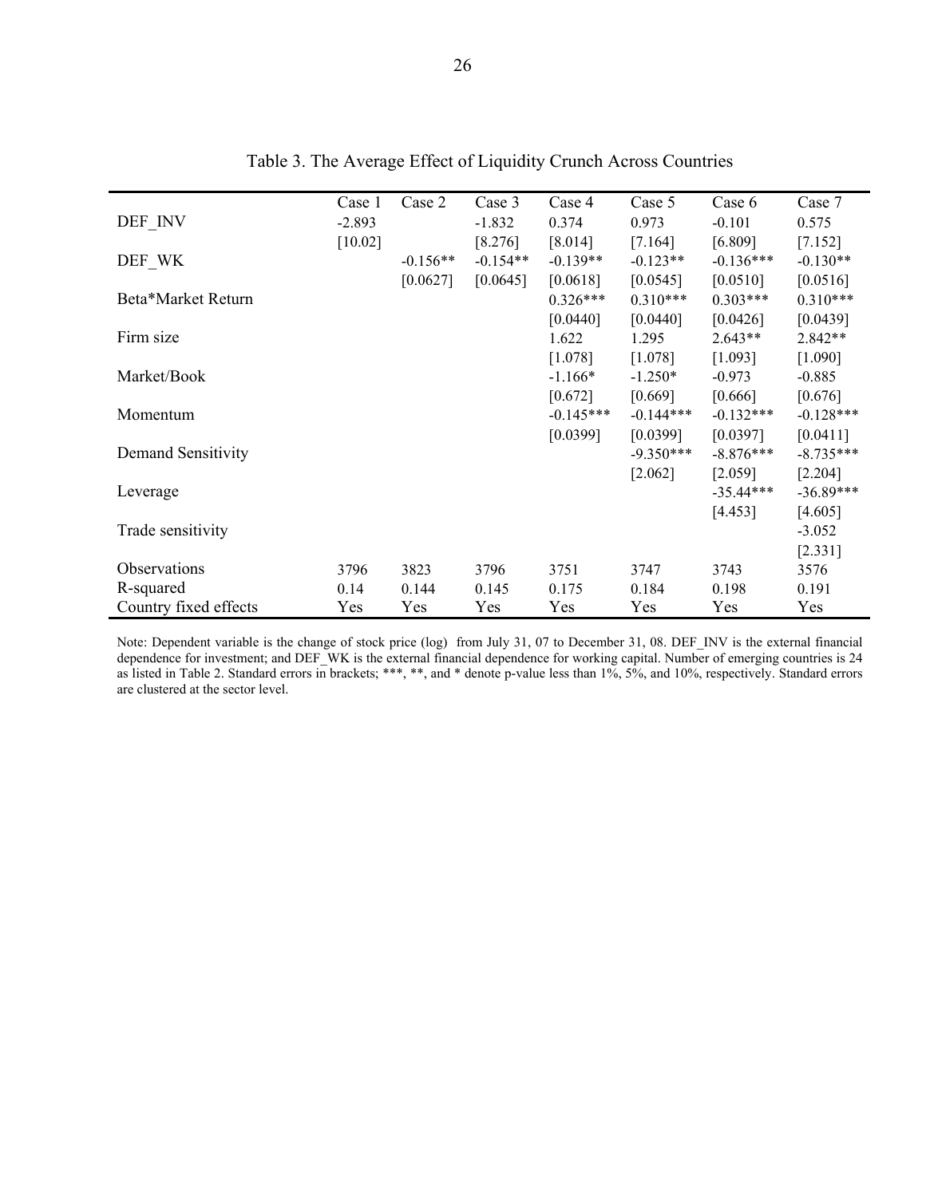Table 3. The Average Effect of Liquidity Crunch Across Countries

| | Case 1 | Case 2 | Case 3 | Case 4 | Case 5 | Case 6 | Case 7 |
|---|---|---|---|---|---|---|---|
| DEF_INV | -2.893 | | -1.832 | 0.374 | 0.973 | -0.101 | 0.575 |
| | [10.02] | | [8.276] | [8.014] | [7.164] | [6.809] | [7.152] |
| DEF_WK | | -0.156** | -0.154** | -0.139** | -0.123** | -0.136*** | -0.130** |
| | | [0.0627] | [0.0645] | [0.0618] | [0.0545] | [0.0510] | [0.0516] |
| Beta*Market Return | | | | 0.326*** | 0.310*** | 0.303*** | 0.310*** |
| | | | | [0.0440] | [0.0440] | [0.0426] | [0.0439] |
| Firm size | | | | 1.622 | 1.295 | 2.643** | 2.842** |
| | | | | [1.078] | [1.078] | [1.093] | [1.090] |
| Market/Book | | | | -1.166* | -1.250* | -0.973 | -0.885 |
| | | | | [0.672] | [0.669] | [0.666] | [0.676] |
| Momentum | | | | -0.145*** | -0.144*** | -0.132*** | -0.128*** |
| | | | | [0.0399] | [0.0399] | [0.0397] | [0.0411] |
| Demand Sensitivity | | | | | -9.350*** | -8.876*** | -8.735*** |
| | | | | | [2.062] | [2.059] | [2.204] |
| Leverage | | | | | | -35.44*** | -36.89*** |
| | | | | | | [4.453] | [4.605] |
| Trade sensitivity | | | | | | | -3.052 |
| | | | | | | | [2.331] |
| Observations | 3796 | 3823 | 3796 | 3751 | 3747 | 3743 | 3576 |
| R-squared | 0.14 | 0.144 | 0.145 | 0.175 | 0.184 | 0.198 | 0.191 |
| Country fixed effects | Yes | Yes | Yes | Yes | Yes | Yes | Yes |

Note: Dependent variable is the change of stock price (log) from July 31, 07 to December 31, 08. DEF_INV is the external financial dependence for investment; and DEF_WK is the external financial dependence for working capital. Number of emerging countries is 24 as listed in Table 2. Standard errors in brackets; ***, **, and * denote p-value less than 1%, 5%, and 10%, respectively. Standard errors are clustered at the sector level.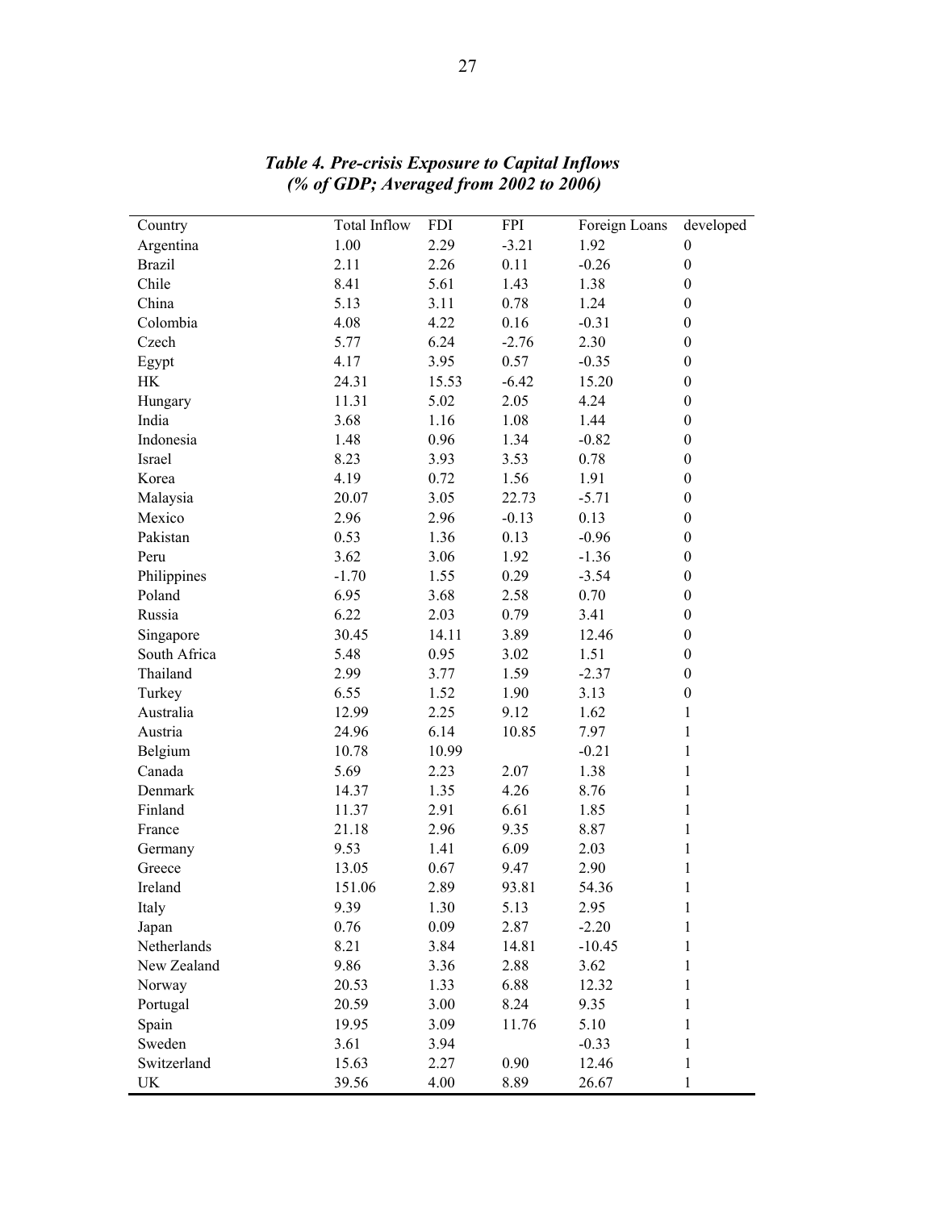***Table 4. Pre-crisis Exposure to Capital Inflows***
***(% of GDP; Averaged from 2002 to 2006)***

| Country | Total Inflow | FDI | FPI | Foreign Loans | developed |
|---|---|---|---|---|---|
| Argentina | 1.00 | 2.29 | -3.21 | 1.92 | 0 |
| Brazil | 2.11 | 2.26 | 0.11 | -0.26 | 0 |
| Chile | 8.41 | 5.61 | 1.43 | 1.38 | 0 |
| China | 5.13 | 3.11 | 0.78 | 1.24 | 0 |
| Colombia | 4.08 | 4.22 | 0.16 | -0.31 | 0 |
| Czech | 5.77 | 6.24 | -2.76 | 2.30 | 0 |
| Egypt | 4.17 | 3.95 | 0.57 | -0.35 | 0 |
| HK | 24.31 | 15.53 | -6.42 | 15.20 | 0 |
| Hungary | 11.31 | 5.02 | 2.05 | 4.24 | 0 |
| India | 3.68 | 1.16 | 1.08 | 1.44 | 0 |
| Indonesia | 1.48 | 0.96 | 1.34 | -0.82 | 0 |
| Israel | 8.23 | 3.93 | 3.53 | 0.78 | 0 |
| Korea | 4.19 | 0.72 | 1.56 | 1.91 | 0 |
| Malaysia | 20.07 | 3.05 | 22.73 | -5.71 | 0 |
| Mexico | 2.96 | 2.96 | -0.13 | 0.13 | 0 |
| Pakistan | 0.53 | 1.36 | 0.13 | -0.96 | 0 |
| Peru | 3.62 | 3.06 | 1.92 | -1.36 | 0 |
| Philippines | -1.70 | 1.55 | 0.29 | -3.54 | 0 |
| Poland | 6.95 | 3.68 | 2.58 | 0.70 | 0 |
| Russia | 6.22 | 2.03 | 0.79 | 3.41 | 0 |
| Singapore | 30.45 | 14.11 | 3.89 | 12.46 | 0 |
| South Africa | 5.48 | 0.95 | 3.02 | 1.51 | 0 |
| Thailand | 2.99 | 3.77 | 1.59 | -2.37 | 0 |
| Turkey | 6.55 | 1.52 | 1.90 | 3.13 | 0 |
| Australia | 12.99 | 2.25 | 9.12 | 1.62 | 1 |
| Austria | 24.96 | 6.14 | 10.85 | 7.97 | 1 |
| Belgium | 10.78 | 10.99 | | -0.21 | 1 |
| Canada | 5.69 | 2.23 | 2.07 | 1.38 | 1 |
| Denmark | 14.37 | 1.35 | 4.26 | 8.76 | 1 |
| Finland | 11.37 | 2.91 | 6.61 | 1.85 | 1 |
| France | 21.18 | 2.96 | 9.35 | 8.87 | 1 |
| Germany | 9.53 | 1.41 | 6.09 | 2.03 | 1 |
| Greece | 13.05 | 0.67 | 9.47 | 2.90 | 1 |
| Ireland | 151.06 | 2.89 | 93.81 | 54.36 | 1 |
| Italy | 9.39 | 1.30 | 5.13 | 2.95 | 1 |
| Japan | 0.76 | 0.09 | 2.87 | -2.20 | 1 |
| Netherlands | 8.21 | 3.84 | 14.81 | -10.45 | 1 |
| New Zealand | 9.86 | 3.36 | 2.88 | 3.62 | 1 |
| Norway | 20.53 | 1.33 | 6.88 | 12.32 | 1 |
| Portugal | 20.59 | 3.00 | 8.24 | 9.35 | 1 |
| Spain | 19.95 | 3.09 | 11.76 | 5.10 | 1 |
| Sweden | 3.61 | 3.94 | | -0.33 | 1 |
| Switzerland | 15.63 | 2.27 | 0.90 | 12.46 | 1 |
| UK | 39.56 | 4.00 | 8.89 | 26.67 | 1 |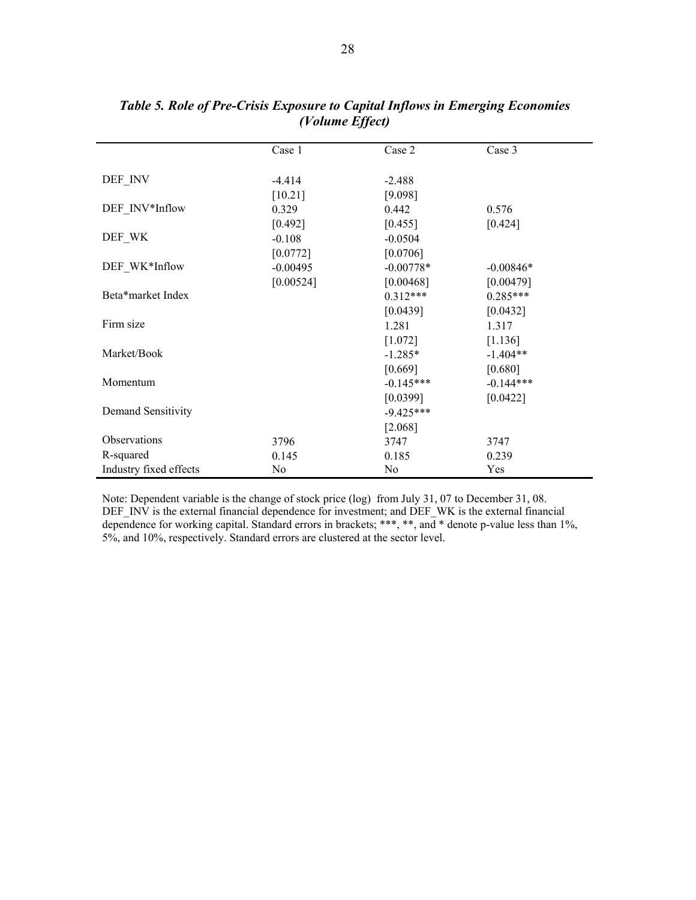***Table 5. Role of Pre-Crisis Exposure to Capital Inflows in Emerging Economies (Volume Effect)***

| | Case 1 | Case 2 | Case 3 |
|---|---|---|---|
| DEF_INV | -4.414 | -2.488 | |
| | [10.21] | [9.098] | |
| DEF_INV*Inflow | 0.329 | 0.442 | 0.576 |
| | [0.492] | [0.455] | [0.424] |
| DEF_WK | -0.108 | -0.0504 | |
| | [0.0772] | [0.0706] | |
| DEF_WK*Inflow | -0.00495 | -0.00778* | -0.00846* |
| | [0.00524] | [0.00468] | [0.00479] |
| Beta*market Index | | 0.312*** | 0.285*** |
| | | [0.0439] | [0.0432] |
| Firm size | | 1.281 | 1.317 |
| | | [1.072] | [1.136] |
| Market/Book | | -1.285* | -1.404** |
| | | [0.669] | [0.680] |
| Momentum | | -0.145*** | -0.144*** |
| | | [0.0399] | [0.0422] |
| Demand Sensitivity | | -9.425*** | |
| | | [2.068] | |
| Observations | 3796 | 3747 | 3747 |
| R-squared | 0.145 | 0.185 | 0.239 |
| Industry fixed effects | No | No | Yes |

Note: Dependent variable is the change of stock price (log) from July 31, 07 to December 31, 08. DEF_INV is the external financial dependence for investment; and DEF_WK is the external financial dependence for working capital. Standard errors in brackets; ***, **, and * denote p-value less than 1%, 5%, and 10%, respectively. Standard errors are clustered at the sector level.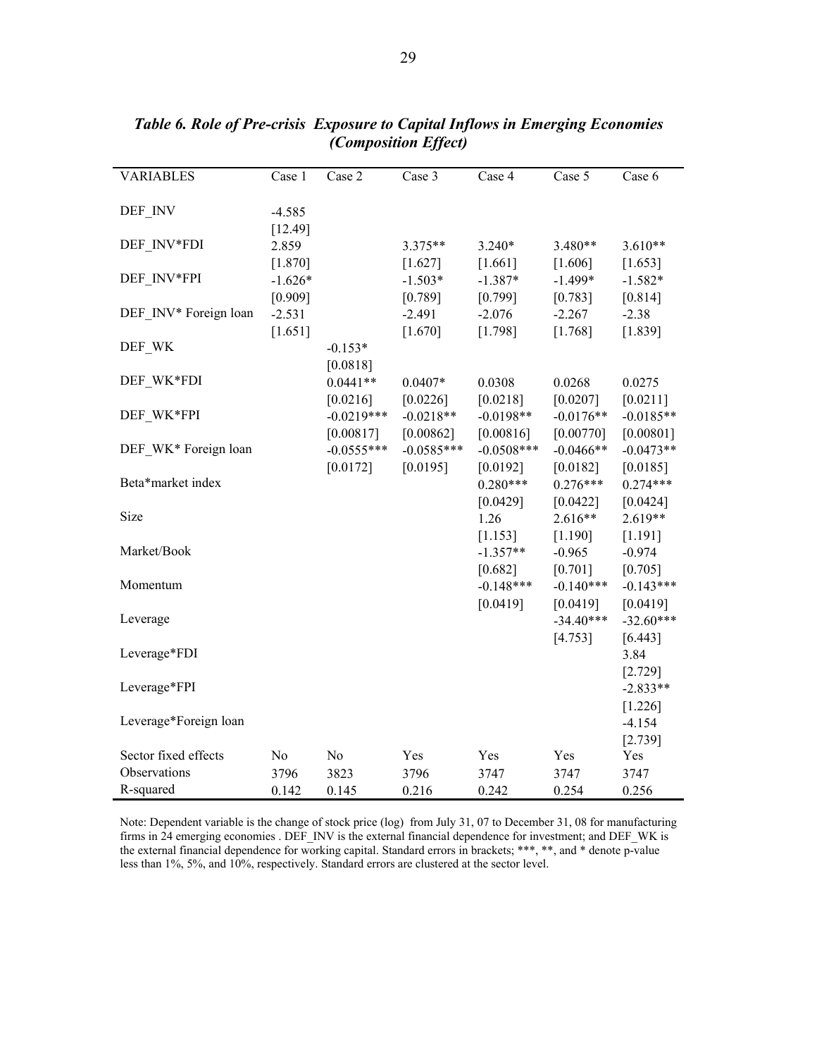***Table 6. Role of Pre-crisis Exposure to Capital Inflows in Emerging Economies (Composition Effect)***

| VARIABLES | Case 1 | Case 2 | Case 3 | Case 4 | Case 5 | Case 6 |
|---|---|---|---|---|---|---|
| DEF_INV | -4.585 | | | | | |
| | [12.49] | | | | | |
| DEF_INV*FDI | 2.859 | | 3.375** | 3.240* | 3.480** | 3.610** |
| | [1.870] | | [1.627] | [1.661] | [1.606] | [1.653] |
| DEF_INV*FPI | -1.626* | | -1.503* | -1.387* | -1.499* | -1.582* |
| | [0.909] | | [0.789] | [0.799] | [0.783] | [0.814] |
| DEF_INV* Foreign loan | -2.531 | | -2.491 | -2.076 | -2.267 | -2.38 |
| | [1.651] | | [1.670] | [1.798] | [1.768] | [1.839] |
| DEF_WK | | -0.153* | | | | |
| | | [0.0818] | | | | |
| DEF_WK*FDI | | 0.0441** | 0.0407* | 0.0308 | 0.0268 | 0.0275 |
| | | [0.0216] | [0.0226] | [0.0218] | [0.0207] | [0.0211] |
| DEF_WK*FPI | | -0.0219*** | -0.0218** | -0.0198** | -0.0176** | -0.0185** |
| | | [0.00817] | [0.00862] | [0.00816] | [0.00770] | [0.00801] |
| DEF_WK* Foreign loan | | -0.0555*** | -0.0585*** | -0.0508*** | -0.0466** | -0.0473** |
| | | [0.0172] | [0.0195] | [0.0192] | [0.0182] | [0.0185] |
| Beta*market index | | | | 0.280*** | 0.276*** | 0.274*** |
| | | | | [0.0429] | [0.0422] | [0.0424] |
| Size | | | | 1.26 | 2.616** | 2.619** |
| | | | | [1.153] | [1.190] | [1.191] |
| Market/Book | | | | -1.357** | -0.965 | -0.974 |
| | | | | [0.682] | [0.701] | [0.705] |
| Momentum | | | | -0.148*** | -0.140*** | -0.143*** |
| | | | | [0.0419] | [0.0419] | [0.0419] |
| Leverage | | | | | -34.40*** | -32.60*** |
| | | | | | [4.753] | [6.443] |
| Leverage*FDI | | | | | | 3.84 |
| | | | | | | [2.729] |
| Leverage*FPI | | | | | | -2.833** |
| | | | | | | [1.226] |
| Leverage*Foreign loan | | | | | | -4.154 |
| | | | | | | [2.739] |
| Sector fixed effects | No | No | Yes | Yes | Yes | Yes |
| Observations | 3796 | 3823 | 3796 | 3747 | 3747 | 3747 |
| R-squared | 0.142 | 0.145 | 0.216 | 0.242 | 0.254 | 0.256 |

Note: Dependent variable is the change of stock price (log) from July 31, 07 to December 31, 08 for manufacturing firms in 24 emerging economies . DEF_INV is the external financial dependence for investment; and DEF_WK is the external financial dependence for working capital. Standard errors in brackets; ***, **, and * denote p-value less than 1%, 5%, and 10%, respectively. Standard errors are clustered at the sector level.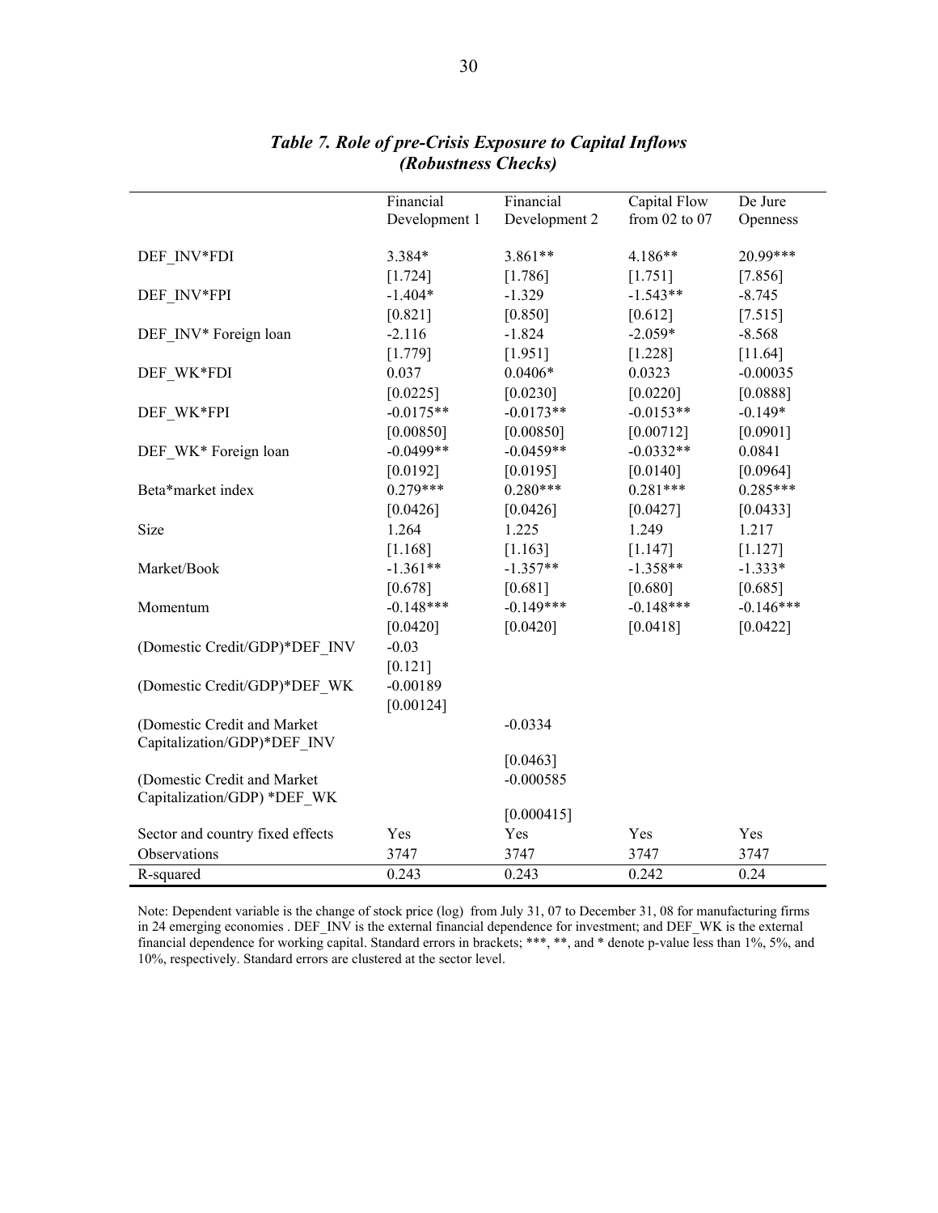## *Table 7. Role of pre-Crisis Exposure to Capital Inflows (Robustness Checks)*

| | Financial Development 1 | Financial Development 2 | Capital Flow from 02 to 07 | De Jure Openness |
|---|---|---|---|---|
| DEF_INV*FDI | 3.384* | 3.861** | 4.186** | 20.99*** |
| | [1.724] | [1.786] | [1.751] | [7.856] |
| DEF_INV*FPI | -1.404* | -1.329 | -1.543** | -8.745 |
| | [0.821] | [0.850] | [0.612] | [7.515] |
| DEF_INV* Foreign loan | -2.116 | -1.824 | -2.059* | -8.568 |
| | [1.779] | [1.951] | [1.228] | [11.64] |
| DEF_WK*FDI | 0.037 | 0.0406* | 0.0323 | -0.00035 |
| | [0.0225] | [0.0230] | [0.0220] | [0.0888] |
| DEF_WK*FPI | -0.0175** | -0.0173** | -0.0153** | -0.149* |
| | [0.00850] | [0.00850] | [0.00712] | [0.0901] |
| DEF_WK* Foreign loan | -0.0499** | -0.0459** | -0.0332** | 0.0841 |
| | [0.0192] | [0.0195] | [0.0140] | [0.0964] |
| Beta*market index | 0.279*** | 0.280*** | 0.281*** | 0.285*** |
| | [0.0426] | [0.0426] | [0.0427] | [0.0433] |
| Size | 1.264 | 1.225 | 1.249 | 1.217 |
| | [1.168] | [1.163] | [1.147] | [1.127] |
| Market/Book | -1.361** | -1.357** | -1.358** | -1.333* |
| | [0.678] | [0.681] | [0.680] | [0.685] |
| Momentum | -0.148*** | -0.149*** | -0.148*** | -0.146*** |
| | [0.0420] | [0.0420] | [0.0418] | [0.0422] |
| (Domestic Credit/GDP)*DEF_INV | -0.03 | | | |
| | [0.121] | | | |
| (Domestic Credit/GDP)*DEF_WK | -0.00189 | | | |
| | [0.00124] | | | |
| (Domestic Credit and Market Capitalization/GDP)*DEF_INV | | -0.0334 | | |
| | | [0.0463] | | |
| (Domestic Credit and Market Capitalization/GDP) *DEF_WK | | -0.000585 | | |
| | | [0.000415] | | |
| Sector and country fixed effects | Yes | Yes | Yes | Yes |
| Observations | 3747 | 3747 | 3747 | 3747 |
| R-squared | 0.243 | 0.243 | 0.242 | 0.24 |

Note: Dependent variable is the change of stock price (log) from July 31, 07 to December 31, 08 for manufacturing firms in 24 emerging economies . DEF_INV is the external financial dependence for investment; and DEF_WK is the external financial dependence for working capital. Standard errors in brackets; ***, **, and * denote p-value less than 1%, 5%, and 10%, respectively. Standard errors are clustered at the sector level.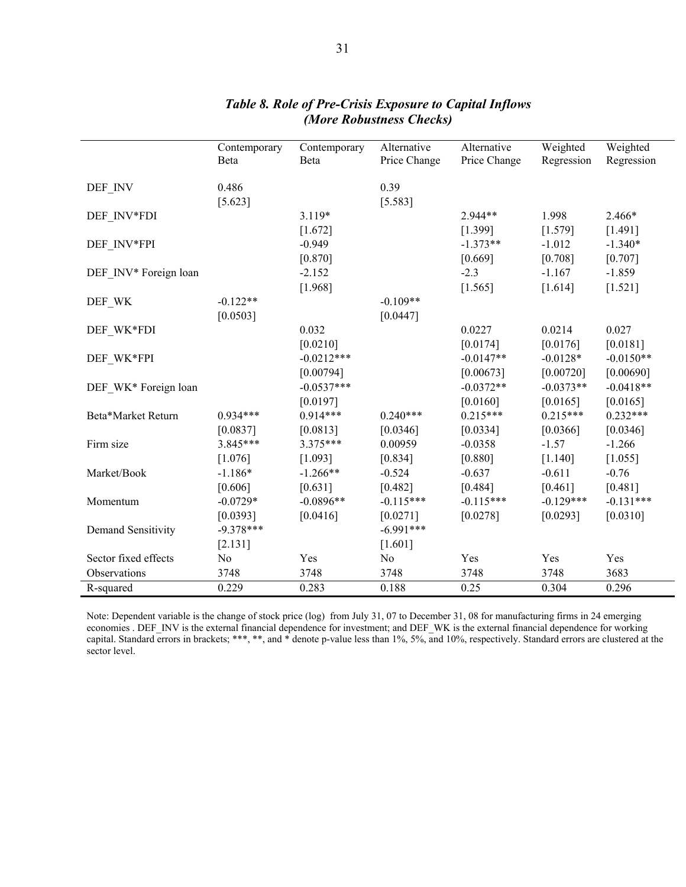### *Table 8. Role of Pre-Crisis Exposure to Capital Inflows (More Robustness Checks)*

| | Contemporary Beta | Contemporary Beta | Alternative Price Change | Alternative Price Change | Weighted Regression | Weighted Regression |
|---|---|---|---|---|---|---|
| DEF_INV | 0.486 | | 0.39 | | | |
| | [5.623] | | [5.583] | | | |
| DEF_INV*FDI | | 3.119* | | 2.944** | 1.998 | 2.466* |
| | | [1.672] | | [1.399] | [1.579] | [1.491] |
| DEF_INV*FPI | | -0.949 | | -1.373** | -1.012 | -1.340* |
| | | [0.870] | | [0.669] | [0.708] | [0.707] |
| DEF_INV* Foreign loan | | -2.152 | | -2.3 | -1.167 | -1.859 |
| | | [1.968] | | [1.565] | [1.614] | [1.521] |
| DEF_WK | -0.122** | | -0.109** | | | |
| | [0.0503] | | [0.0447] | | | |
| DEF_WK*FDI | | 0.032 | | 0.0227 | 0.0214 | 0.027 |
| | | [0.0210] | | [0.0174] | [0.0176] | [0.0181] |
| DEF_WK*FPI | | -0.0212*** | | -0.0147** | -0.0128* | -0.0150** |
| | | [0.00794] | | [0.00673] | [0.00720] | [0.00690] |
| DEF_WK* Foreign loan | | -0.0537*** | | -0.0372** | -0.0373** | -0.0418** |
| | | [0.0197] | | [0.0160] | [0.0165] | [0.0165] |
| Beta*Market Return | 0.934*** | 0.914*** | 0.240*** | 0.215*** | 0.215*** | 0.232*** |
| | [0.0837] | [0.0813] | [0.0346] | [0.0334] | [0.0366] | [0.0346] |
| Firm size | 3.845*** | 3.375*** | 0.00959 | -0.0358 | -1.57 | -1.266 |
| | [1.076] | [1.093] | [0.834] | [0.880] | [1.140] | [1.055] |
| Market/Book | -1.186* | -1.266** | -0.524 | -0.637 | -0.611 | -0.76 |
| | [0.606] | [0.631] | [0.482] | [0.484] | [0.461] | [0.481] |
| Momentum | -0.0729* | -0.0896** | -0.115*** | -0.115*** | -0.129*** | -0.131*** |
| | [0.0393] | [0.0416] | [0.0271] | [0.0278] | [0.0293] | [0.0310] |
| Demand Sensitivity | -9.378*** | | -6.991*** | | | |
| | [2.131] | | [1.601] | | | |
| Sector fixed effects | No | Yes | No | Yes | Yes | Yes |
| Observations | 3748 | 3748 | 3748 | 3748 | 3748 | 3683 |
| R-squared | 0.229 | 0.283 | 0.188 | 0.25 | 0.304 | 0.296 |

Note: Dependent variable is the change of stock price (log) from July 31, 07 to December 31, 08 for manufacturing firms in 24 emerging economies . DEF_INV is the external financial dependence for investment; and DEF_WK is the external financial dependence for working capital. Standard errors in brackets; ***, **, and * denote p-value less than 1%, 5%, and 10%, respectively. Standard errors are clustered at the sector level.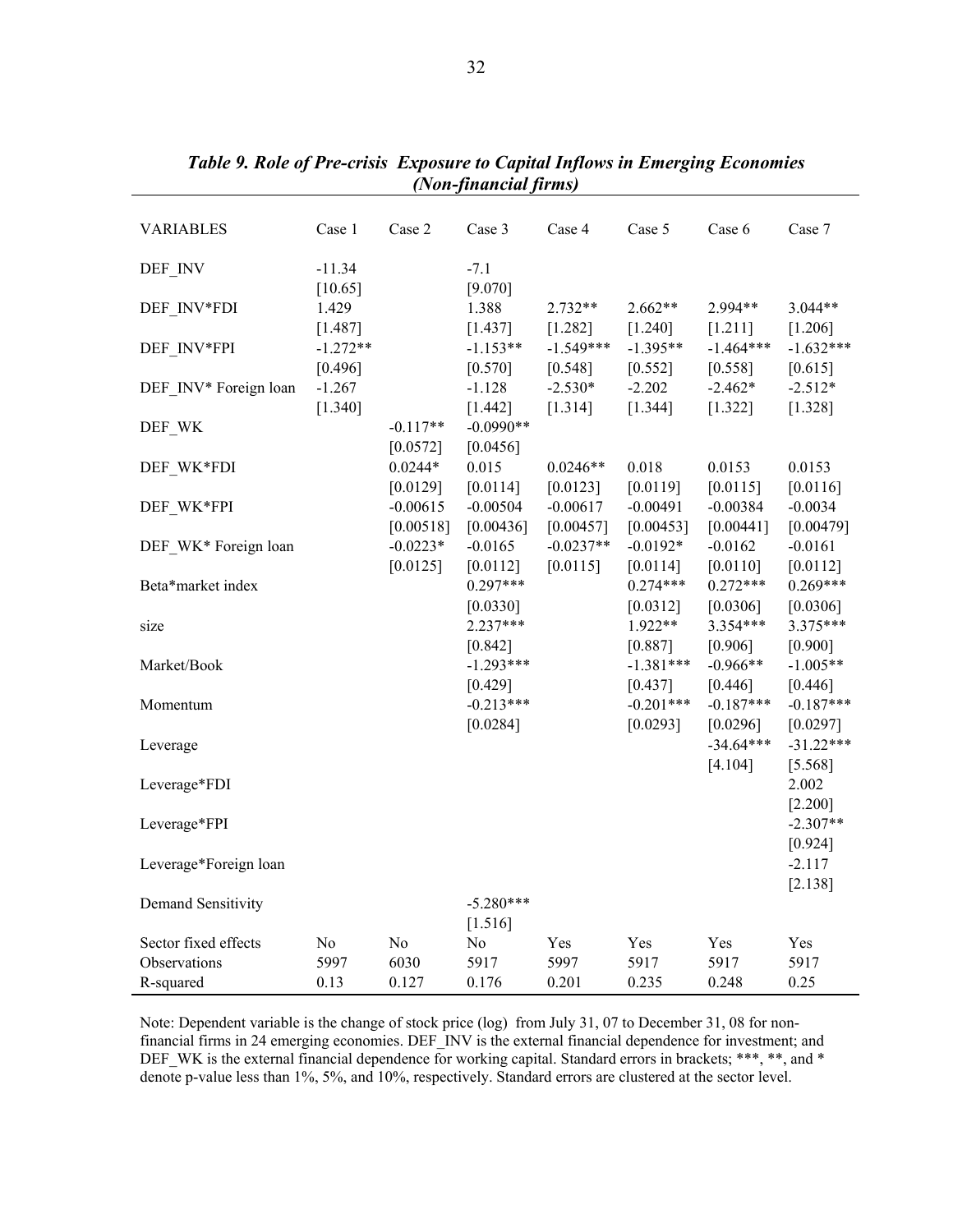***Table 9. Role of Pre-crisis Exposure to Capital Inflows in Emerging Economies (Non-financial firms)***

| VARIABLES | Case 1 | Case 2 | Case 3 | Case 4 | Case 5 | Case 6 | Case 7 |
|---|---|---|---|---|---|---|---|
| DEF_INV | -11.34 | | -7.1 | | | | |
| | [10.65] | | [9.070] | | | | |
| DEF_INV*FDI | 1.429 | | 1.388 | 2.732** | 2.662** | 2.994** | 3.044** |
| | [1.487] | | [1.437] | [1.282] | [1.240] | [1.211] | [1.206] |
| DEF_INV*FPI | -1.272** | | -1.153** | -1.549*** | -1.395** | -1.464*** | -1.632*** |
| | [0.496] | | [0.570] | [0.548] | [0.552] | [0.558] | [0.615] |
| DEF_INV* Foreign loan | -1.267 | | -1.128 | -2.530* | -2.202 | -2.462* | -2.512* |
| | [1.340] | | [1.442] | [1.314] | [1.344] | [1.322] | [1.328] |
| DEF_WK | | -0.117** | -0.0990** | | | | |
| | | [0.0572] | [0.0456] | | | | |
| DEF_WK*FDI | | 0.0244* | 0.015 | 0.0246** | 0.018 | 0.0153 | 0.0153 |
| | | [0.0129] | [0.0114] | [0.0123] | [0.0119] | [0.0115] | [0.0116] |
| DEF_WK*FPI | | -0.00615 | -0.00504 | -0.00617 | -0.00491 | -0.00384 | -0.0034 |
| | | [0.00518] | [0.00436] | [0.00457] | [0.00453] | [0.00441] | [0.00479] |
| DEF_WK* Foreign loan | | -0.0223* | -0.0165 | -0.0237** | -0.0192* | -0.0162 | -0.0161 |
| | | [0.0125] | [0.0112] | [0.0115] | [0.0114] | [0.0110] | [0.0112] |
| Beta*market index | | | 0.297*** | | 0.274*** | 0.272*** | 0.269*** |
| | | | [0.0330] | | [0.0312] | [0.0306] | [0.0306] |
| size | | | 2.237*** | | 1.922** | 3.354*** | 3.375*** |
| | | | [0.842] | | [0.887] | [0.906] | [0.900] |
| Market/Book | | | -1.293*** | | -1.381*** | -0.966** | -1.005** |
| | | | [0.429] | | [0.437] | [0.446] | [0.446] |
| Momentum | | | -0.213*** | | -0.201*** | -0.187*** | -0.187*** |
| | | | [0.0284] | | [0.0293] | [0.0296] | [0.0297] |
| Leverage | | | | | | -34.64*** | -31.22*** |
| | | | | | | [4.104] | [5.568] |
| Leverage*FDI | | | | | | | 2.002 |
| | | | | | | | [2.200] |
| Leverage*FPI | | | | | | | -2.307** |
| | | | | | | | [0.924] |
| Leverage*Foreign loan | | | | | | | -2.117 |
| | | | | | | | [2.138] |
| Demand Sensitivity | | | -5.280*** | | | | |
| | | | [1.516] | | | | |
| Sector fixed effects | No | No | No | Yes | Yes | Yes | Yes |
| Observations | 5997 | 6030 | 5917 | 5997 | 5917 | 5917 | 5917 |
| R-squared | 0.13 | 0.127 | 0.176 | 0.201 | 0.235 | 0.248 | 0.25 |

Note: Dependent variable is the change of stock price (log) from July 31, 07 to December 31, 08 for non-financial firms in 24 emerging economies. DEF_INV is the external financial dependence for investment; and DEF_WK is the external financial dependence for working capital. Standard errors in brackets; ***, **, and * denote p-value less than 1%, 5%, and 10%, respectively. Standard errors are clustered at the sector level.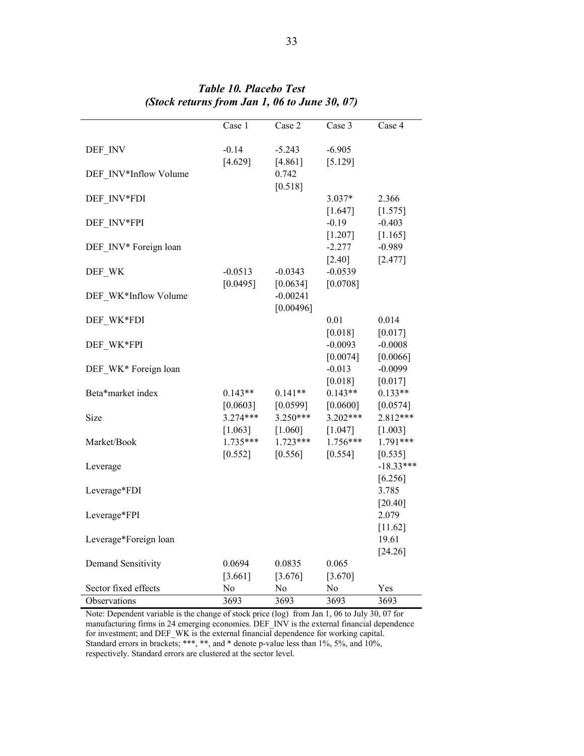### *Table 10. Placebo Test*
### *(Stock returns from Jan 1, 06 to June 30, 07)*

| | Case 1 | Case 2 | Case 3 | Case 4 |
|---|---|---|---|---|
| DEF_INV | -0.14 | -5.243 | -6.905 | |
| | [4.629] | [4.861] | [5.129] | |
| DEF_INV*Inflow Volume | | 0.742 | | |
| | | [0.518] | | |
| DEF_INV*FDI | | | 3.037* | 2.366 |
| | | | [1.647] | [1.575] |
| DEF_INV*FPI | | | -0.19 | -0.403 |
| | | | [1.207] | [1.165] |
| DEF_INV* Foreign loan | | | -2.277 | -0.989 |
| | | | [2.40] | [2.477] |
| DEF_WK | -0.0513 | -0.0343 | -0.0539 | |
| | [0.0495] | [0.0634] | [0.0708] | |
| DEF_WK*Inflow Volume | | -0.00241 | | |
| | | [0.00496] | | |
| DEF_WK*FDI | | | 0.01 | 0.014 |
| | | | [0.018] | [0.017] |
| DEF_WK*FPI | | | -0.0093 | -0.0008 |
| | | | [0.0074] | [0.0066] |
| DEF_WK* Foreign loan | | | -0.013 | -0.0099 |
| | | | [0.018] | [0.017] |
| Beta*market index | 0.143** | 0.141** | 0.143** | 0.133** |
| | [0.0603] | [0.0599] | [0.0600] | [0.0574] |
| Size | 3.274*** | 3.250*** | 3.202*** | 2.812*** |
| | [1.063] | [1.060] | [1.047] | [1.003] |
| Market/Book | 1.735*** | 1.723*** | 1.756*** | 1.791*** |
| | [0.552] | [0.556] | [0.554] | [0.535] |
| Leverage | | | | -18.33*** |
| | | | | [6.256] |
| Leverage*FDI | | | | 3.785 |
| | | | | [20.40] |
| Leverage*FPI | | | | 2.079 |
| | | | | [11.62] |
| Leverage*Foreign loan | | | | 19.61 |
| | | | | [24.26] |
| Demand Sensitivity | 0.0694 | 0.0835 | 0.065 | |
| | [3.661] | [3.676] | [3.670] | |
| Sector fixed effects | No | No | No | Yes |
| Observations | 3693 | 3693 | 3693 | 3693 |

Note: Dependent variable is the change of stock price (log) from Jan 1, 06 to July 30, 07 for manufacturing firms in 24 emerging economies. DEF_INV is the external financial dependence for investment; and DEF_WK is the external financial dependence for working capital. Standard errors in brackets; ***, **, and * denote p-value less than 1%, 5%, and 10%, respectively. Standard errors are clustered at the sector level.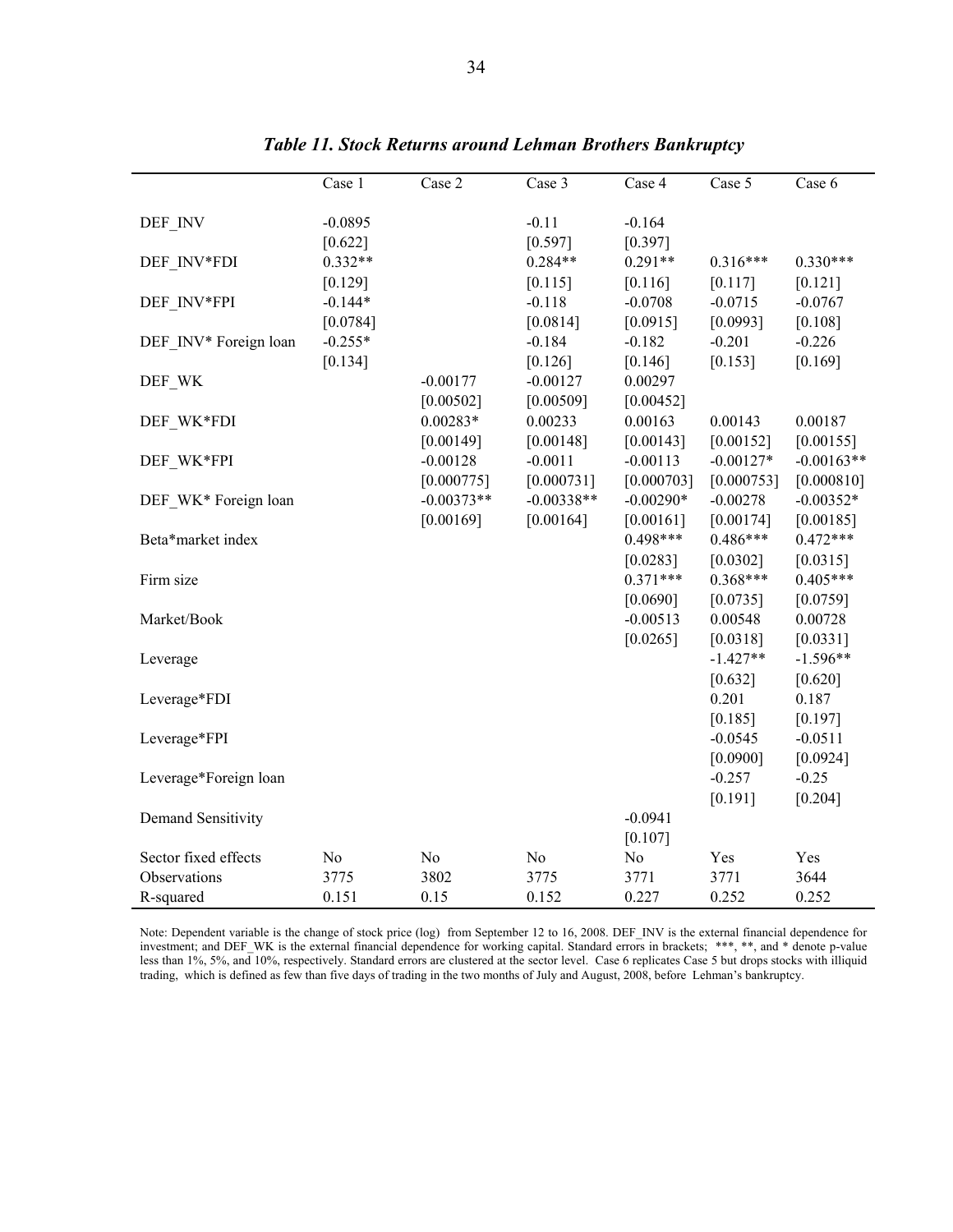***Table 11. Stock Returns around Lehman Brothers Bankruptcy***

| | Case 1 | Case 2 | Case 3 | Case 4 | Case 5 | Case 6 |
|---|---|---|---|---|---|---|
| DEF_INV | -0.0895 | | -0.11 | -0.164 | | |
| | [0.622] | | [0.597] | [0.397] | | |
| DEF_INV*FDI | 0.332** | | 0.284** | 0.291** | 0.316*** | 0.330*** |
| | [0.129] | | [0.115] | [0.116] | [0.117] | [0.121] |
| DEF_INV*FPI | -0.144* | | -0.118 | -0.0708 | -0.0715 | -0.0767 |
| | [0.0784] | | [0.0814] | [0.0915] | [0.0993] | [0.108] |
| DEF_INV* Foreign loan | -0.255* | | -0.184 | -0.182 | -0.201 | -0.226 |
| | [0.134] | | [0.126] | [0.146] | [0.153] | [0.169] |
| DEF_WK | | -0.00177 | -0.00127 | 0.00297 | | |
| | | [0.00502] | [0.00509] | [0.00452] | | |
| DEF_WK*FDI | | 0.00283* | 0.00233 | 0.00163 | 0.00143 | 0.00187 |
| | | [0.00149] | [0.00148] | [0.00143] | [0.00152] | [0.00155] |
| DEF_WK*FPI | | -0.00128 | -0.0011 | -0.00113 | -0.00127* | -0.00163** |
| | | [0.000775] | [0.000731] | [0.000703] | [0.000753] | [0.000810] |
| DEF_WK* Foreign loan | | -0.00373** | -0.00338** | -0.00290* | -0.00278 | -0.00352* |
| | | [0.00169] | [0.00164] | [0.00161] | [0.00174] | [0.00185] |
| Beta*market index | | | | 0.498*** | 0.486*** | 0.472*** |
| | | | | [0.0283] | [0.0302] | [0.0315] |
| Firm size | | | | 0.371*** | 0.368*** | 0.405*** |
| | | | | [0.0690] | [0.0735] | [0.0759] |
| Market/Book | | | | -0.00513 | 0.00548 | 0.00728 |
| | | | | [0.0265] | [0.0318] | [0.0331] |
| Leverage | | | | | -1.427** | -1.596** |
| | | | | | [0.632] | [0.620] |
| Leverage*FDI | | | | | 0.201 | 0.187 |
| | | | | | [0.185] | [0.197] |
| Leverage*FPI | | | | | -0.0545 | -0.0511 |
| | | | | | [0.0900] | [0.0924] |
| Leverage*Foreign loan | | | | | -0.257 | -0.25 |
| | | | | | [0.191] | [0.204] |
| Demand Sensitivity | | | | -0.0941 | | |
| | | | | [0.107] | | |
| Sector fixed effects | No | No | No | No | Yes | Yes |
| Observations | 3775 | 3802 | 3775 | 3771 | 3771 | 3644 |
| R-squared | 0.151 | 0.15 | 0.152 | 0.227 | 0.252 | 0.252 |

Note: Dependent variable is the change of stock price (log) from September 12 to 16, 2008. DEF_INV is the external financial dependence for investment; and DEF_WK is the external financial dependence for working capital. Standard errors in brackets; ***, **, and * denote p-value less than 1%, 5%, and 10%, respectively. Standard errors are clustered at the sector level. Case 6 replicates Case 5 but drops stocks with illiquid trading, which is defined as few than five days of trading in the two months of July and August, 2008, before Lehman's bankruptcy.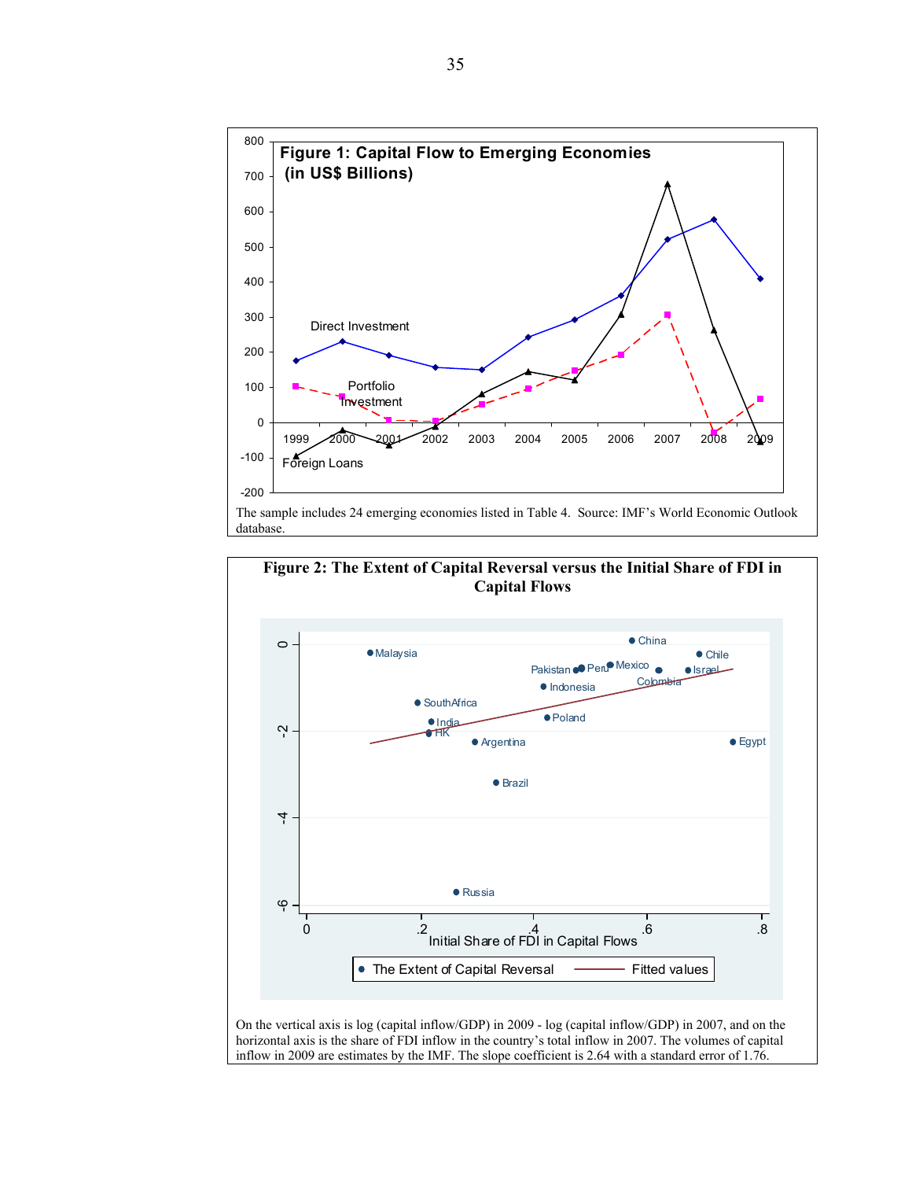**Figure 1: Capital Flow to Emerging Economies (in US$ Billions)**

The sample includes 24 emerging economies listed in Table 4. Source: IMF's World Economic Outlook database.

**Figure 2: The Extent of Capital Reversal versus the Initial Share of FDI in Capital Flows**

On the vertical axis is log (capital inflow/GDP) in 2009 - log (capital inflow/GDP) in 2007, and on the horizontal axis is the share of FDI inflow in the country's total inflow in 2007. The volumes of capital inflow in 2009 are estimates by the IMF. The slope coefficient is 2.64 with a standard error of 1.76.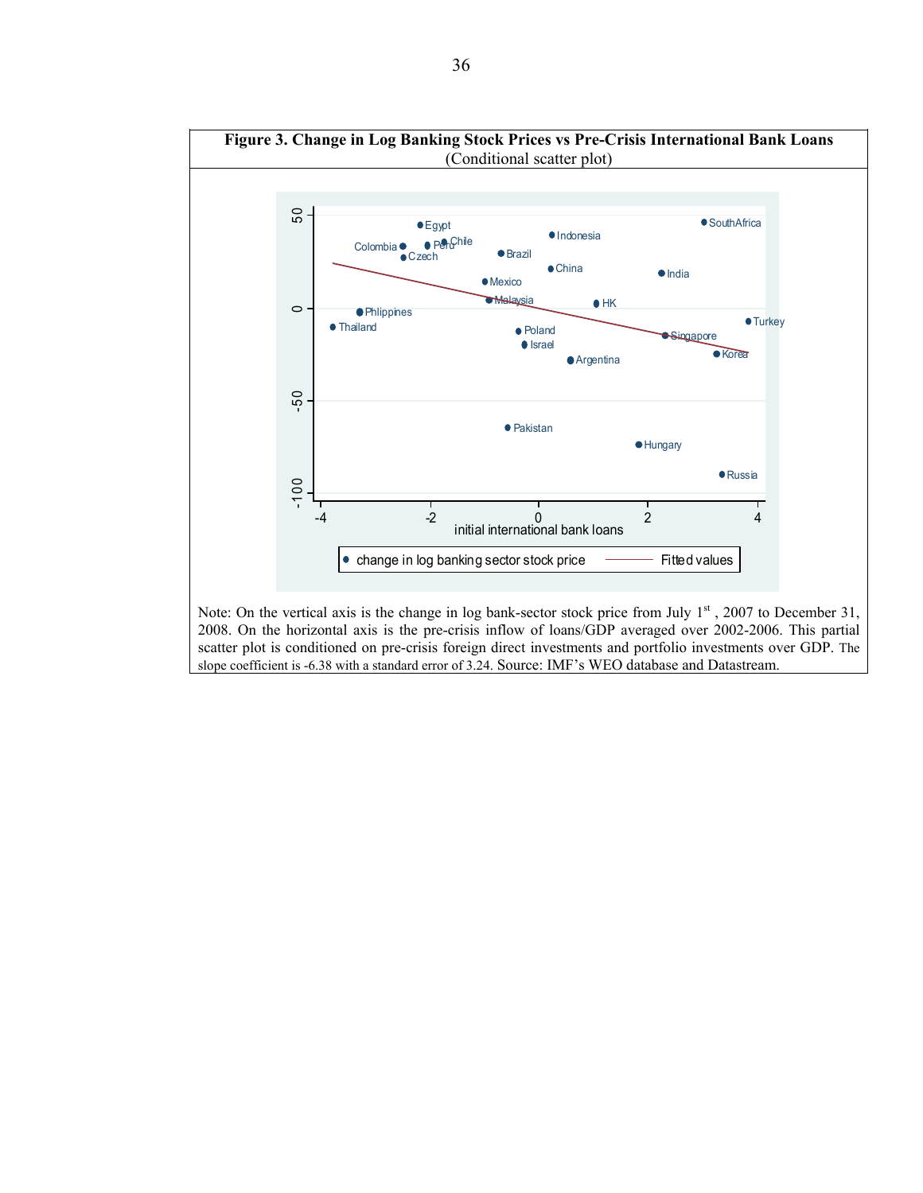**Figure 3. Change in Log Banking Stock Prices vs Pre-Crisis International Bank Loans**
(Conditional scatter plot)

Note: On the vertical axis is the change in log bank-sector stock price from July 1[st] , 2007 to December 31, 2008. On the horizontal axis is the pre-crisis inflow of loans/GDP averaged over 2002-2006. This partial scatter plot is conditioned on pre-crisis foreign direct investments and portfolio investments over GDP. The slope coefficient is -6.38 with a standard error of 3.24. Source: IMF's WEO database and Datastream.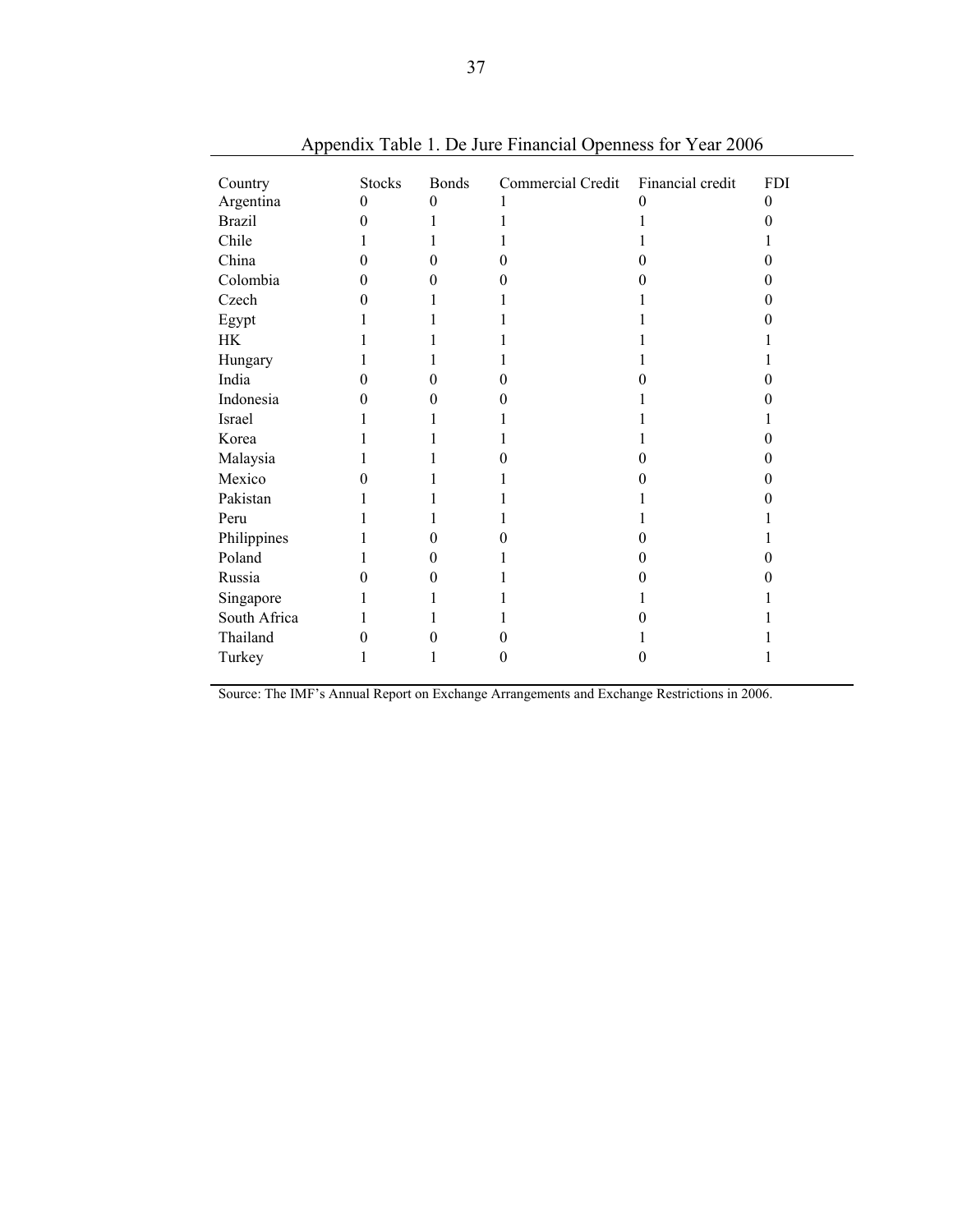Appendix Table 1. De Jure Financial Openness for Year 2006

| Country | Stocks | Bonds | Commercial Credit | Financial credit | FDI |
|---|---|---|---|---|---|
| Argentina | 0 | 0 | 1 | 0 | 0 |
| Brazil | 0 | 1 | 1 | 1 | 0 |
| Chile | 1 | 1 | 1 | 1 | 1 |
| China | 0 | 0 | 0 | 0 | 0 |
| Colombia | 0 | 0 | 0 | 0 | 0 |
| Czech | 0 | 1 | 1 | 1 | 0 |
| Egypt | 1 | 1 | 1 | 1 | 0 |
| HK | 1 | 1 | 1 | 1 | 1 |
| Hungary | 1 | 1 | 1 | 1 | 1 |
| India | 0 | 0 | 0 | 0 | 0 |
| Indonesia | 0 | 0 | 0 | 1 | 0 |
| Israel | 1 | 1 | 1 | 1 | 1 |
| Korea | 1 | 1 | 1 | 1 | 0 |
| Malaysia | 1 | 1 | 0 | 0 | 0 |
| Mexico | 0 | 1 | 1 | 0 | 0 |
| Pakistan | 1 | 1 | 1 | 1 | 0 |
| Peru | 1 | 1 | 1 | 1 | 1 |
| Philippines | 1 | 0 | 0 | 0 | 1 |
| Poland | 1 | 0 | 1 | 0 | 0 |
| Russia | 0 | 0 | 1 | 0 | 0 |
| Singapore | 1 | 1 | 1 | 1 | 1 |
| South Africa | 1 | 1 | 1 | 0 | 1 |
| Thailand | 0 | 0 | 0 | 1 | 1 |
| Turkey | 1 | 1 | 0 | 0 | 1 |

Source: The IMF's Annual Report on Exchange Arrangements and Exchange Restrictions in 2006.